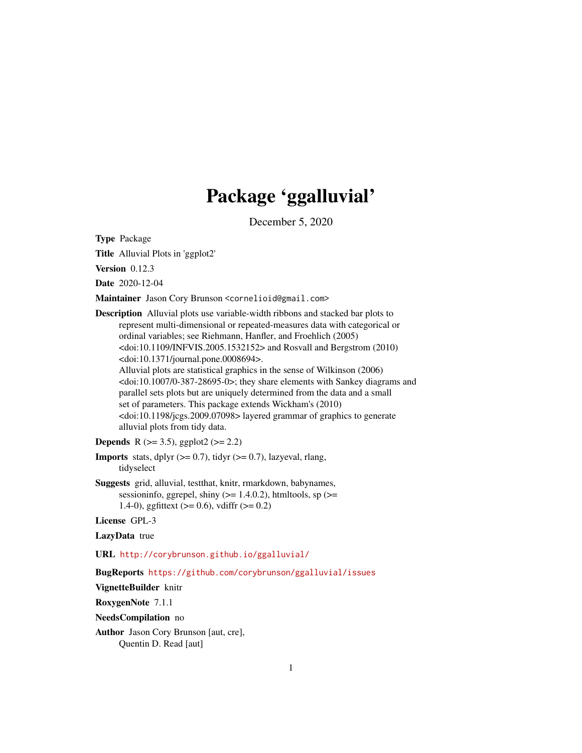# Package 'ggalluvial'

December 5, 2020

**Type** Package

**Title** Alluvial Plots in 'ggplot2'

**Version** 0.12.3

**Date** 2020-12-04

**Maintainer** Jason Cory Brunson <cornelioid@gmail.com>

**Description** Alluvial plots use variable-width ribbons and stacked bar plots to represent multi-dimensional or repeated-measures data with categorical or ordinal variables; see Riehmann, Hanfler, and Froehlich (2005) <doi:10.1109/INFVIS.2005.1532152> and Rosvall and Bergstrom (2010) <doi:10.1371/journal.pone.0008694>.
Alluvial plots are statistical graphics in the sense of Wilkinson (2006) <doi:10.1007/0-387-28695-0>; they share elements with Sankey diagrams and parallel sets plots but are uniquely determined from the data and a small set of parameters. This package extends Wickham's (2010) <doi:10.1198/jcgs.2009.07098> layered grammar of graphics to generate alluvial plots from tidy data.

**Depends** R (>= 3.5), ggplot2 (>= 2.2)

**Imports** stats, dplyr (>= 0.7), tidyr (>= 0.7), lazyeval, rlang, tidyselect

**Suggests** grid, alluvial, testthat, knitr, rmarkdown, babynames, sessioninfo, ggrepel, shiny (>= 1.4.0.2), htmltools, sp (>= 1.4-0), ggfittext (>= 0.6), vdiffr (>= 0.2)

**License** GPL-3

**LazyData** true

**URL** http://corybrunson.github.io/ggalluvial/

**BugReports** https://github.com/corybrunson/ggalluvial/issues

**VignetteBuilder** knitr

**RoxygenNote** 7.1.1

**NeedsCompilation** no

**Author** Jason Cory Brunson [aut, cre],
Quentin D. Read [aut]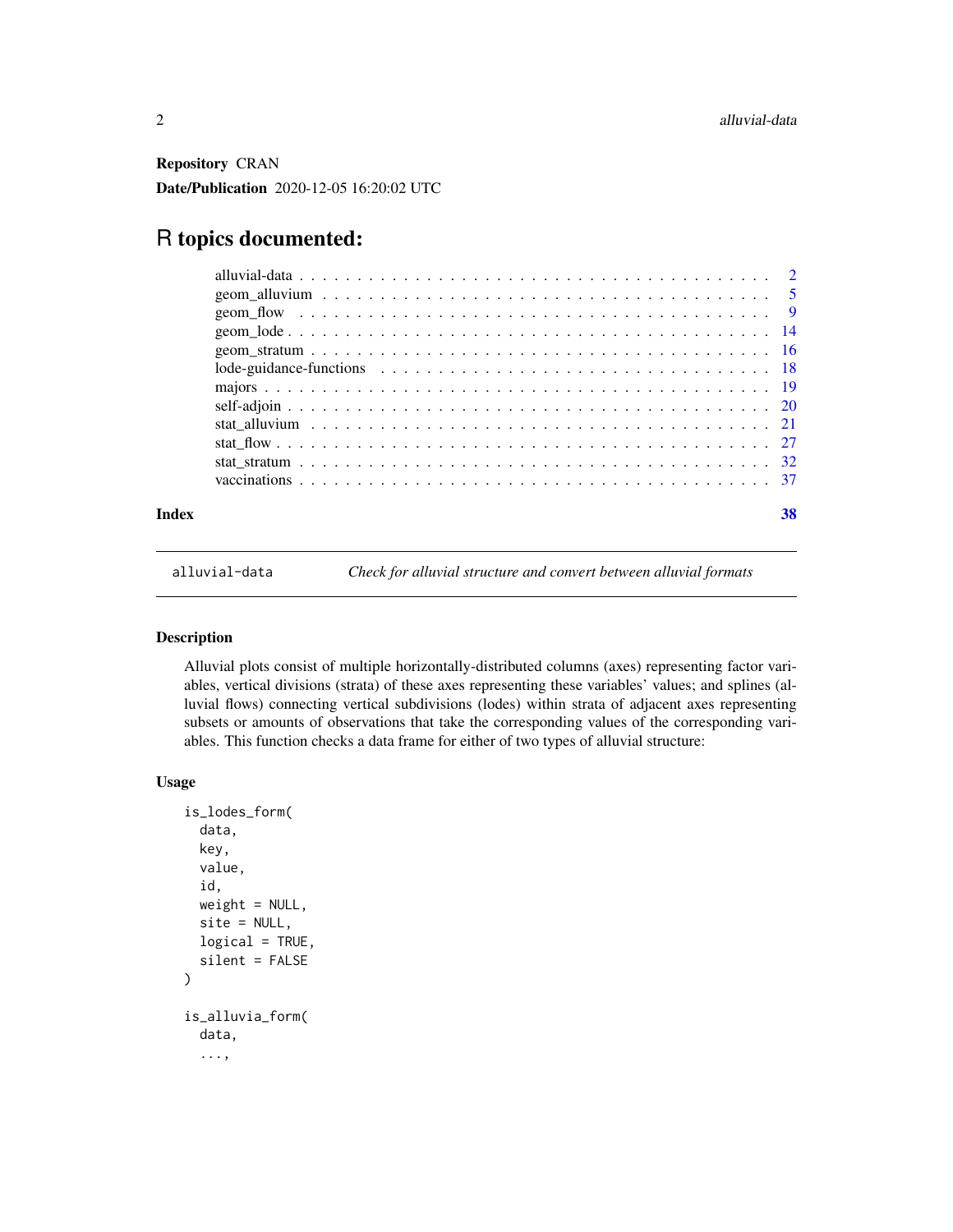**Repository** CRAN

**Date/Publication** 2020-12-05 16:20:02 UTC

# R topics documented:

alluvial-data . . . . . . . . . . . . . . . . . . . . . . . . . . . . . . . . . . . . . . . 2
geom_alluvium . . . . . . . . . . . . . . . . . . . . . . . . . . . . . . . . . . . . . . 5
geom_flow . . . . . . . . . . . . . . . . . . . . . . . . . . . . . . . . . . . . . . . . 9
geom_lode . . . . . . . . . . . . . . . . . . . . . . . . . . . . . . . . . . . . . . . . 14
geom_stratum . . . . . . . . . . . . . . . . . . . . . . . . . . . . . . . . . . . . . . 16
lode-guidance-functions . . . . . . . . . . . . . . . . . . . . . . . . . . . . . . . . 18
majors . . . . . . . . . . . . . . . . . . . . . . . . . . . . . . . . . . . . . . . . . . 19
self-adjoin . . . . . . . . . . . . . . . . . . . . . . . . . . . . . . . . . . . . . . . . 20
stat_alluvium . . . . . . . . . . . . . . . . . . . . . . . . . . . . . . . . . . . . . . 21
stat_flow . . . . . . . . . . . . . . . . . . . . . . . . . . . . . . . . . . . . . . . . . 27
stat_stratum . . . . . . . . . . . . . . . . . . . . . . . . . . . . . . . . . . . . . . . 32
vaccinations . . . . . . . . . . . . . . . . . . . . . . . . . . . . . . . . . . . . . . . 37

**Index** **38**

---

`alluvial-data` *Check for alluvial structure and convert between alluvial formats*

---

### Description

Alluvial plots consist of multiple horizontally-distributed columns (axes) representing factor variables, vertical divisions (strata) of these axes representing these variables' values; and splines (alluvial flows) connecting vertical subdivisions (lodes) within strata of adjacent axes representing subsets or amounts of observations that take the corresponding values of the corresponding variables. This function checks a data frame for either of two types of alluvial structure:

### Usage

```
is_lodes_form(
  data,
  key,
  value,
  id,
  weight = NULL,
  site = NULL,
  logical = TRUE,
  silent = FALSE
)

is_alluvia_form(
  data,
  ...,
```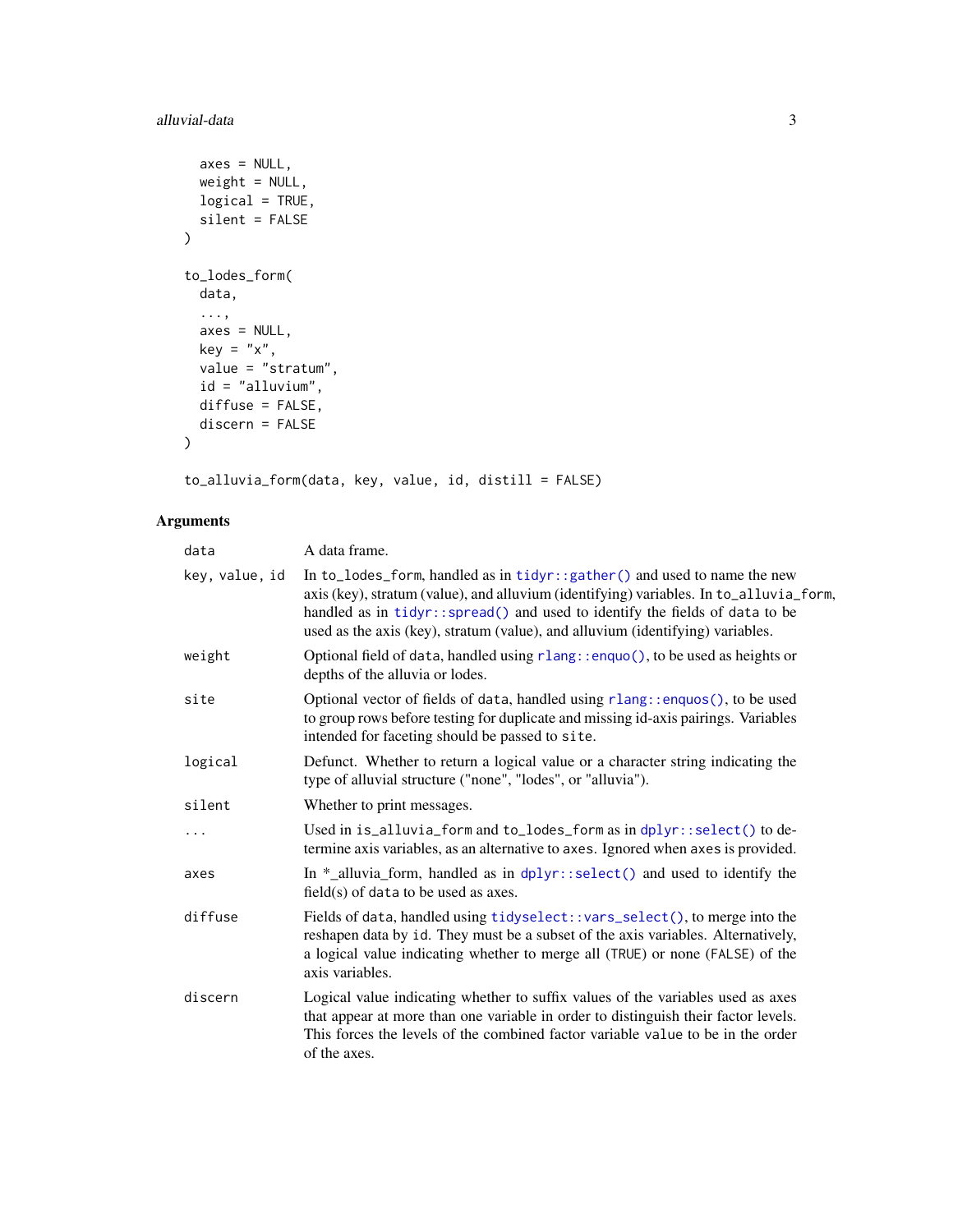```
  axes = NULL,
  weight = NULL,
  logical = TRUE,
  silent = FALSE
)

to_lodes_form(
  data,
  ...,
  axes = NULL,
  key = "x",
  value = "stratum",
  id = "alluvium",
  diffuse = FALSE,
  discern = FALSE
)

to_alluvia_form(data, key, value, id, distill = FALSE)
```

## Arguments

| | |
|---|---|
| `data` | A data frame. |
| `key, value, id` | In `to_lodes_form`, handled as in `tidyr::gather()` and used to name the new axis (key), stratum (value), and alluvium (identifying) variables. In `to_alluvia_form`, handled as in `tidyr::spread()` and used to identify the fields of `data` to be used as the axis (key), stratum (value), and alluvium (identifying) variables. |
| `weight` | Optional field of `data`, handled using `rlang::enquo()`, to be used as heights or depths of the alluvia or lodes. |
| `site` | Optional vector of fields of `data`, handled using `rlang::enquos()`, to be used to group rows before testing for duplicate and missing id-axis pairings. Variables intended for faceting should be passed to `site`. |
| `logical` | Defunct. Whether to return a logical value or a character string indicating the type of alluvial structure ("none", "lodes", or "alluvia"). |
| `silent` | Whether to print messages. |
| `...` | Used in `is_alluvia_form` and `to_lodes_form` as in `dplyr::select()` to determine axis variables, as an alternative to `axes`. Ignored when `axes` is provided. |
| `axes` | In *_alluvia_form, handled as in `dplyr::select()` and used to identify the field(s) of `data` to be used as axes. |
| `diffuse` | Fields of `data`, handled using `tidyselect::vars_select()`, to merge into the reshapen data by `id`. They must be a subset of the axis variables. Alternatively, a logical value indicating whether to merge all (`TRUE`) or none (`FALSE`) of the axis variables. |
| `discern` | Logical value indicating whether to suffix values of the variables used as axes that appear at more than one variable in order to distinguish their factor levels. This forces the levels of the combined factor variable `value` to be in the order of the axes. |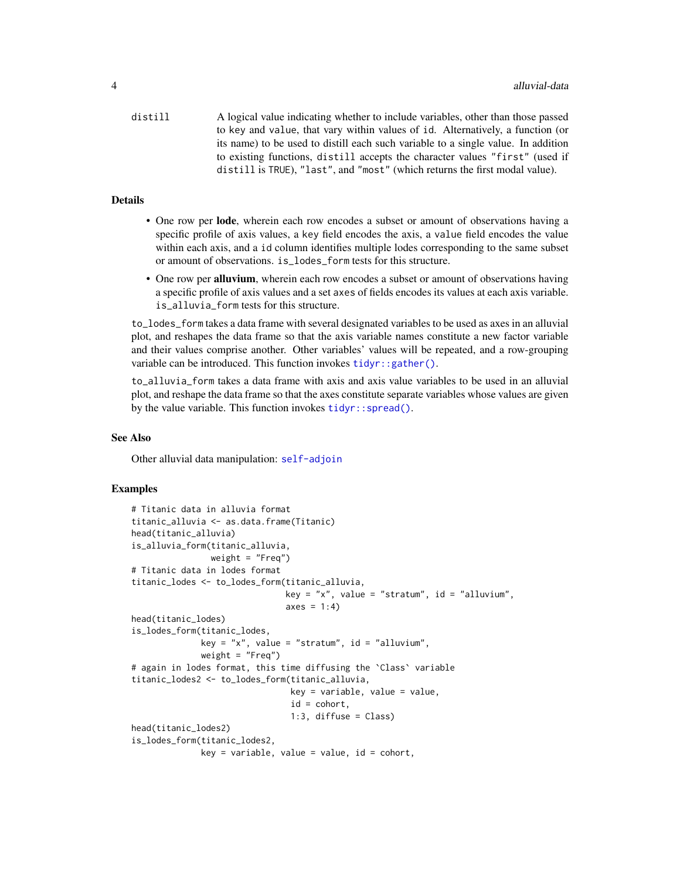distill A logical value indicating whether to include variables, other than those passed to key and value, that vary within values of id. Alternatively, a function (or its name) to be used to distill each such variable to a single value. In addition to existing functions, distill accepts the character values "first" (used if distill is TRUE), "last", and "most" (which returns the first modal value).

### Details

- One row per **lode**, wherein each row encodes a subset or amount of observations having a specific profile of axis values, a key field encodes the axis, a value field encodes the value within each axis, and a id column identifies multiple lodes corresponding to the same subset or amount of observations. is_lodes_form tests for this structure.
- One row per **alluvium**, wherein each row encodes a subset or amount of observations having a specific profile of axis values and a set axes of fields encodes its values at each axis variable. is_alluvia_form tests for this structure.

to_lodes_form takes a data frame with several designated variables to be used as axes in an alluvial plot, and reshapes the data frame so that the axis variable names constitute a new factor variable and their values comprise another. Other variables' values will be repeated, and a row-grouping variable can be introduced. This function invokes tidyr::gather().

to_alluvia_form takes a data frame with axis and axis value variables to be used in an alluvial plot, and reshape the data frame so that the axes constitute separate variables whose values are given by the value variable. This function invokes tidyr::spread().

### See Also

Other alluvial data manipulation: self-adjoin

### Examples

```
# Titanic data in alluvia format
titanic_alluvia <- as.data.frame(Titanic)
head(titanic_alluvia)
is_alluvia_form(titanic_alluvia,
                weight = "Freq")
# Titanic data in lodes format
titanic_lodes <- to_lodes_form(titanic_alluvia,
                               key = "x", value = "stratum", id = "alluvium",
                               axes = 1:4)
head(titanic_lodes)
is_lodes_form(titanic_lodes,
              key = "x", value = "stratum", id = "alluvium",
              weight = "Freq")
# again in lodes format, this time diffusing the `Class` variable
titanic_lodes2 <- to_lodes_form(titanic_alluvia,
                                key = variable, value = value,
                                id = cohort,
                                1:3, diffuse = Class)
head(titanic_lodes2)
is_lodes_form(titanic_lodes2,
              key = variable, value = value, id = cohort,
```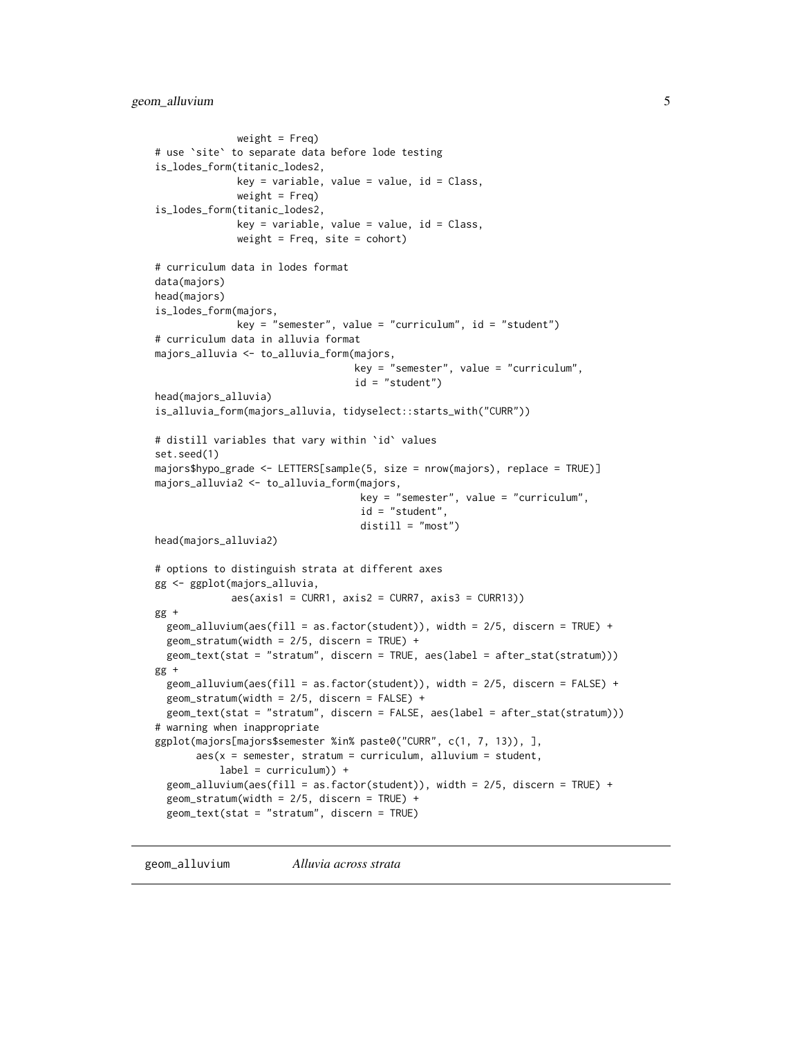```
             weight = Freq)
# use `site` to separate data before lode testing
is_lodes_form(titanic_lodes2,
              key = variable, value = value, id = Class,
              weight = Freq)
is_lodes_form(titanic_lodes2,
              key = variable, value = value, id = Class,
              weight = Freq, site = cohort)

# curriculum data in lodes format
data(majors)
head(majors)
is_lodes_form(majors,
              key = "semester", value = "curriculum", id = "student")
# curriculum data in alluvia format
majors_alluvia <- to_alluvia_form(majors,
                                  key = "semester", value = "curriculum",
                                  id = "student")
head(majors_alluvia)
is_alluvia_form(majors_alluvia, tidyselect::starts_with("CURR"))

# distill variables that vary within `id` values
set.seed(1)
majors$hypo_grade <- LETTERS[sample(5, size = nrow(majors), replace = TRUE)]
majors_alluvia2 <- to_alluvia_form(majors,
                                   key = "semester", value = "curriculum",
                                   id = "student",
                                   distill = "most")
head(majors_alluvia2)

# options to distinguish strata at different axes
gg <- ggplot(majors_alluvia,
             aes(axis1 = CURR1, axis2 = CURR7, axis3 = CURR13))
gg +
  geom_alluvium(aes(fill = as.factor(student)), width = 2/5, discern = TRUE) +
  geom_stratum(width = 2/5, discern = TRUE) +
  geom_text(stat = "stratum", discern = TRUE, aes(label = after_stat(stratum)))
gg +
  geom_alluvium(aes(fill = as.factor(student)), width = 2/5, discern = FALSE) +
  geom_stratum(width = 2/5, discern = FALSE) +
  geom_text(stat = "stratum", discern = FALSE, aes(label = after_stat(stratum)))
# warning when inappropriate
ggplot(majors[majors$semester %in% paste0("CURR", c(1, 7, 13)), ],
       aes(x = semester, stratum = curriculum, alluvium = student,
           label = curriculum)) +
  geom_alluvium(aes(fill = as.factor(student)), width = 2/5, discern = TRUE) +
  geom_stratum(width = 2/5, discern = TRUE) +
  geom_text(stat = "stratum", discern = TRUE)
```

## geom_alluvium *Alluvia across strata*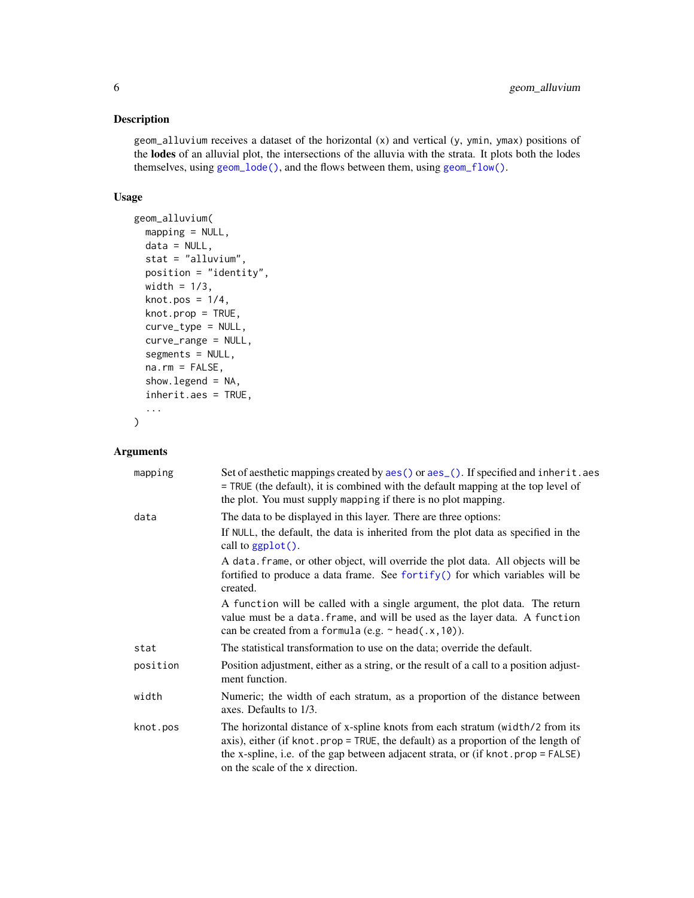## Description

geom_alluvium receives a dataset of the horizontal (x) and vertical (y, ymin, ymax) positions of the **lodes** of an alluvial plot, the intersections of the alluvia with the strata. It plots both the lodes themselves, using geom_lode(), and the flows between them, using geom_flow().

## Usage

```
geom_alluvium(
  mapping = NULL,
  data = NULL,
  stat = "alluvium",
  position = "identity",
  width = 1/3,
  knot.pos = 1/4,
  knot.prop = TRUE,
  curve_type = NULL,
  curve_range = NULL,
  segments = NULL,
  na.rm = FALSE,
  show.legend = NA,
  inherit.aes = TRUE,
  ...
)
```

## Arguments

| | |
|---|---|
| mapping | Set of aesthetic mappings created by aes() or aes_(). If specified and inherit.aes = TRUE (the default), it is combined with the default mapping at the top level of the plot. You must supply mapping if there is no plot mapping. |
| data | The data to be displayed in this layer. There are three options:<br>If NULL, the default, the data is inherited from the plot data as specified in the call to ggplot().<br>A data.frame, or other object, will override the plot data. All objects will be fortified to produce a data frame. See fortify() for which variables will be created.<br>A function will be called with a single argument, the plot data. The return value must be a data.frame, and will be used as the layer data. A function can be created from a formula (e.g. ~ head(.x,10)). |
| stat | The statistical transformation to use on the data; override the default. |
| position | Position adjustment, either as a string, or the result of a call to a position adjustment function. |
| width | Numeric; the width of each stratum, as a proportion of the distance between axes. Defaults to 1/3. |
| knot.pos | The horizontal distance of x-spline knots from each stratum (width/2 from its axis), either (if knot.prop = TRUE, the default) as a proportion of the length of the x-spline, i.e. of the gap between adjacent strata, or (if knot.prop = FALSE) on the scale of the x direction. |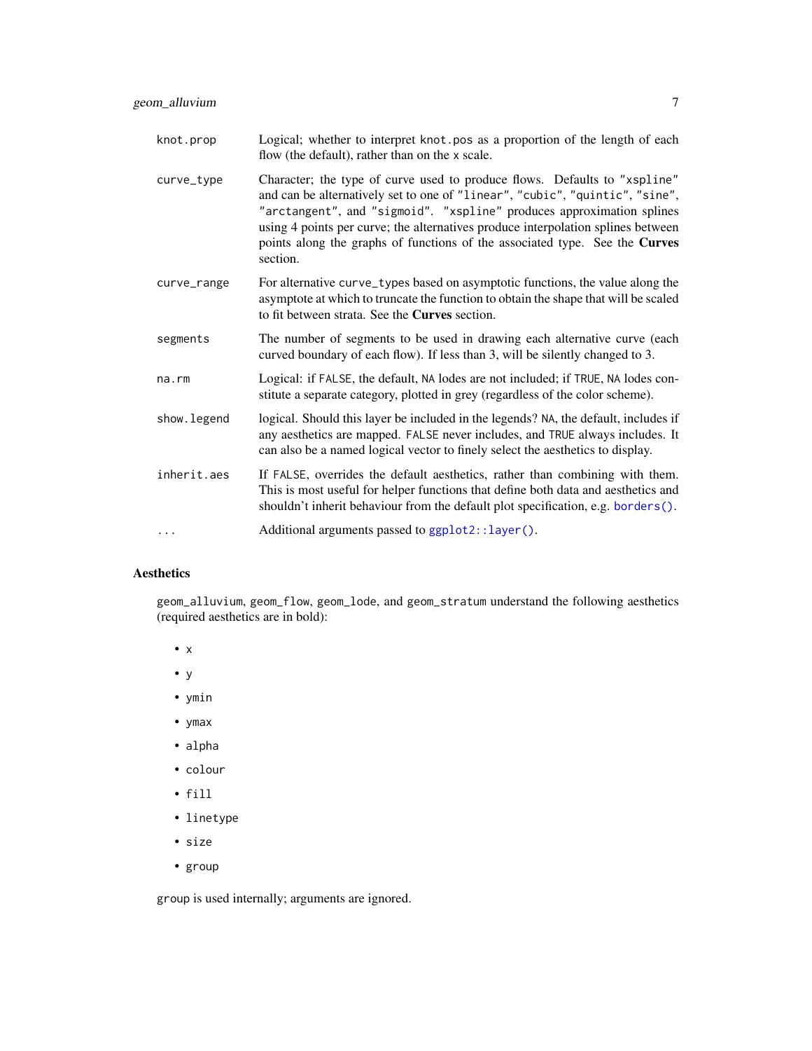| | |
|---|---|
| `knot.prop` | Logical; whether to interpret `knot.pos` as a proportion of the length of each flow (the default), rather than on the `x` scale. |
| `curve_type` | Character; the type of curve used to produce flows. Defaults to `"xspline"` and can be alternatively set to one of `"linear"`, `"cubic"`, `"quintic"`, `"sine"`, `"arctangent"`, and `"sigmoid"`. `"xspline"` produces approximation splines using 4 points per curve; the alternatives produce interpolation splines between points along the graphs of functions of the associated type. See the **Curves** section. |
| `curve_range` | For alternative `curve_types` based on asymptotic functions, the value along the asymptote at which to truncate the function to obtain the shape that will be scaled to fit between strata. See the **Curves** section. |
| `segments` | The number of segments to be used in drawing each alternative curve (each curved boundary of each flow). If less than 3, will be silently changed to 3. |
| `na.rm` | Logical: if `FALSE`, the default, `NA` lodes are not included; if `TRUE`, `NA` lodes constitute a separate category, plotted in grey (regardless of the color scheme). |
| `show.legend` | logical. Should this layer be included in the legends? `NA`, the default, includes if any aesthetics are mapped. `FALSE` never includes, and `TRUE` always includes. It can also be a named logical vector to finely select the aesthetics to display. |
| `inherit.aes` | If `FALSE`, overrides the default aesthetics, rather than combining with them. This is most useful for helper functions that define both data and aesthetics and shouldn't inherit behaviour from the default plot specification, e.g. `borders()`. |
| `...` | Additional arguments passed to `ggplot2::layer()`. |

## Aesthetics

`geom_alluvium`, `geom_flow`, `geom_lode`, and `geom_stratum` understand the following aesthetics (required aesthetics are in bold):

- `x`
- `y`
- `ymin`
- `ymax`
- `alpha`
- `colour`
- `fill`
- `linetype`
- `size`
- `group`

`group` is used internally; arguments are ignored.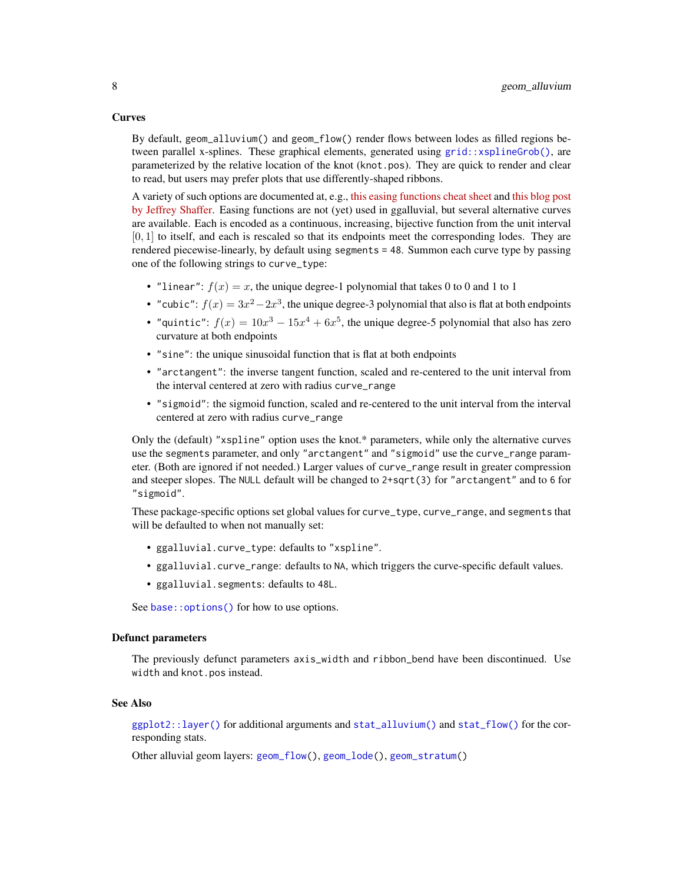### Curves

By default, `geom_alluvium()` and `geom_flow()` render flows between lodes as filled regions between parallel x-splines. These graphical elements, generated using `grid::xsplineGrob()`, are parameterized by the relative location of the knot (`knot.pos`). They are quick to render and clear to read, but users may prefer plots that use differently-shaped ribbons.

A variety of such options are documented at, e.g., this easing functions cheat sheet and this blog post by Jeffrey Shaffer. Easing functions are not (yet) used in ggalluvial, but several alternative curves are available. Each is encoded as a continuous, increasing, bijective function from the unit interval $[0, 1]$ to itself, and each is rescaled so that its endpoints meet the corresponding lodes. They are rendered piecewise-linearly, by default using `segments = 48`. Summon each curve type by passing one of the following strings to `curve_type`:

- `"linear"`: $f(x) = x$, the unique degree-1 polynomial that takes 0 to 0 and 1 to 1
- `"cubic"`: $f(x) = 3x^2 - 2x^3$, the unique degree-3 polynomial that also is flat at both endpoints
- `"quintic"`: $f(x) = 10x^3 - 15x^4 + 6x^5$, the unique degree-5 polynomial that also has zero curvature at both endpoints
- `"sine"`: the unique sinusoidal function that is flat at both endpoints
- `"arctangent"`: the inverse tangent function, scaled and re-centered to the unit interval from the interval centered at zero with radius `curve_range`
- `"sigmoid"`: the sigmoid function, scaled and re-centered to the unit interval from the interval centered at zero with radius `curve_range`

Only the (default) `"xspline"` option uses the knot.* parameters, while only the alternative curves use the `segments` parameter, and only `"arctangent"` and `"sigmoid"` use the `curve_range` parameter. (Both are ignored if not needed.) Larger values of `curve_range` result in greater compression and steeper slopes. The `NULL` default will be changed to `2+sqrt(3)` for `"arctangent"` and to `6` for `"sigmoid"`.

These package-specific options set global values for `curve_type`, `curve_range`, and `segments` that will be defaulted to when not manually set:

- `ggalluvial.curve_type`: defaults to `"xspline"`.
- `ggalluvial.curve_range`: defaults to `NA`, which triggers the curve-specific default values.
- `ggalluvial.segments`: defaults to `48L`.

See `base::options()` for how to use options.

### Defunct parameters

The previously defunct parameters `axis_width` and `ribbon_bend` have been discontinued. Use `width` and `knot.pos` instead.

### See Also

`ggplot2::layer()` for additional arguments and `stat_alluvium()` and `stat_flow()` for the corresponding stats.

Other alluvial geom layers: `geom_flow()`, `geom_lode()`, `geom_stratum()`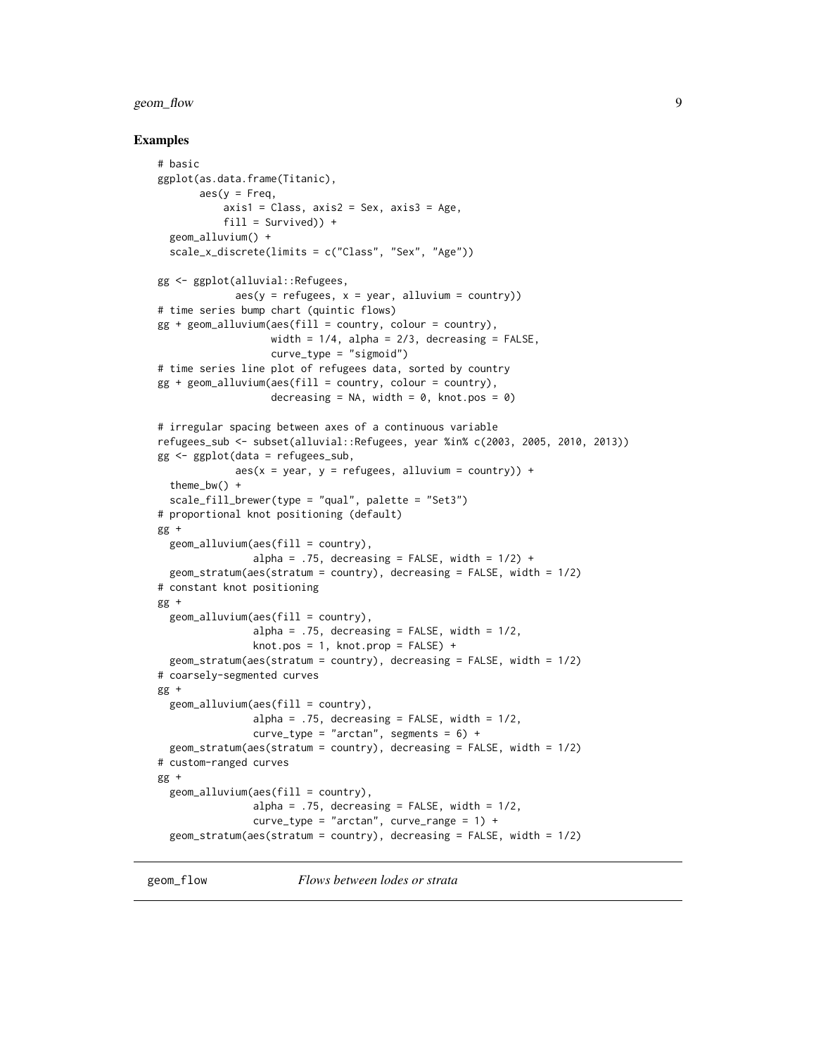## Examples

```
# basic
ggplot(as.data.frame(Titanic),
       aes(y = Freq,
           axis1 = Class, axis2 = Sex, axis3 = Age,
           fill = Survived)) +
  geom_alluvium() +
  scale_x_discrete(limits = c("Class", "Sex", "Age"))

gg <- ggplot(alluvial::Refugees,
             aes(y = refugees, x = year, alluvium = country))
# time series bump chart (quintic flows)
gg + geom_alluvium(aes(fill = country, colour = country),
                   width = 1/4, alpha = 2/3, decreasing = FALSE,
                   curve_type = "sigmoid")
# time series line plot of refugees data, sorted by country
gg + geom_alluvium(aes(fill = country, colour = country),
                   decreasing = NA, width = 0, knot.pos = 0)

# irregular spacing between axes of a continuous variable
refugees_sub <- subset(alluvial::Refugees, year %in% c(2003, 2005, 2010, 2013))
gg <- ggplot(data = refugees_sub,
             aes(x = year, y = refugees, alluvium = country)) +
  theme_bw() +
  scale_fill_brewer(type = "qual", palette = "Set3")
# proportional knot positioning (default)
gg +
  geom_alluvium(aes(fill = country),
                alpha = .75, decreasing = FALSE, width = 1/2) +
  geom_stratum(aes(stratum = country), decreasing = FALSE, width = 1/2)
# constant knot positioning
gg +
  geom_alluvium(aes(fill = country),
                alpha = .75, decreasing = FALSE, width = 1/2,
                knot.pos = 1, knot.prop = FALSE) +
  geom_stratum(aes(stratum = country), decreasing = FALSE, width = 1/2)
# coarsely-segmented curves
gg +
  geom_alluvium(aes(fill = country),
                alpha = .75, decreasing = FALSE, width = 1/2,
                curve_type = "arctan", segments = 6) +
  geom_stratum(aes(stratum = country), decreasing = FALSE, width = 1/2)
# custom-ranged curves
gg +
  geom_alluvium(aes(fill = country),
                alpha = .75, decreasing = FALSE, width = 1/2,
                curve_type = "arctan", curve_range = 1) +
  geom_stratum(aes(stratum = country), decreasing = FALSE, width = 1/2)
```

---

## geom_flow — *Flows between lodes or strata*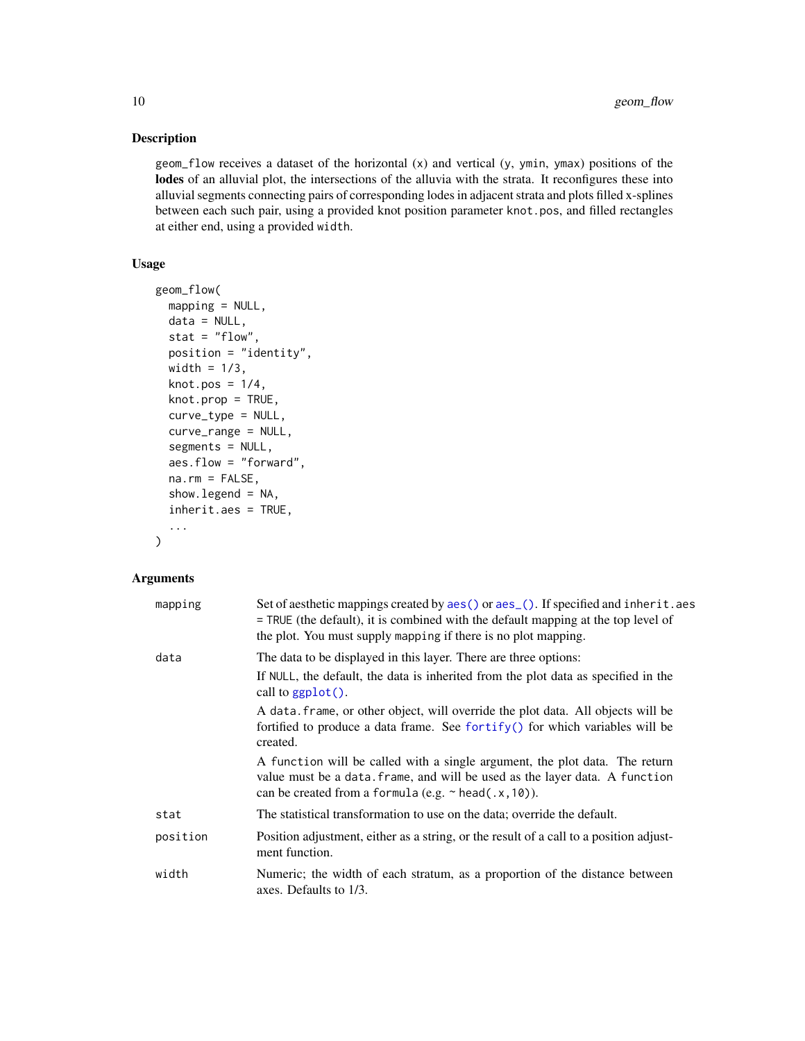## Description

geom_flow receives a dataset of the horizontal (x) and vertical (y, ymin, ymax) positions of the **lodes** of an alluvial plot, the intersections of the alluvia with the strata. It reconfigures these into alluvial segments connecting pairs of corresponding lodes in adjacent strata and plots filled x-splines between each such pair, using a provided knot position parameter knot.pos, and filled rectangles at either end, using a provided width.

## Usage

```
geom_flow(
  mapping = NULL,
  data = NULL,
  stat = "flow",
  position = "identity",
  width = 1/3,
  knot.pos = 1/4,
  knot.prop = TRUE,
  curve_type = NULL,
  curve_range = NULL,
  segments = NULL,
  aes.flow = "forward",
  na.rm = FALSE,
  show.legend = NA,
  inherit.aes = TRUE,
  ...
)
```

## Arguments

| | |
|---|---|
| mapping | Set of aesthetic mappings created by aes() or aes_(). If specified and inherit.aes = TRUE (the default), it is combined with the default mapping at the top level of the plot. You must supply mapping if there is no plot mapping. |
| data | The data to be displayed in this layer. There are three options: <br> If NULL, the default, the data is inherited from the plot data as specified in the call to ggplot(). <br> A data.frame, or other object, will override the plot data. All objects will be fortified to produce a data frame. See fortify() for which variables will be created. <br> A function will be called with a single argument, the plot data. The return value must be a data.frame, and will be used as the layer data. A function can be created from a formula (e.g. ~ head(.x,10)). |
| stat | The statistical transformation to use on the data; override the default. |
| position | Position adjustment, either as a string, or the result of a call to a position adjustment function. |
| width | Numeric; the width of each stratum, as a proportion of the distance between axes. Defaults to 1/3. |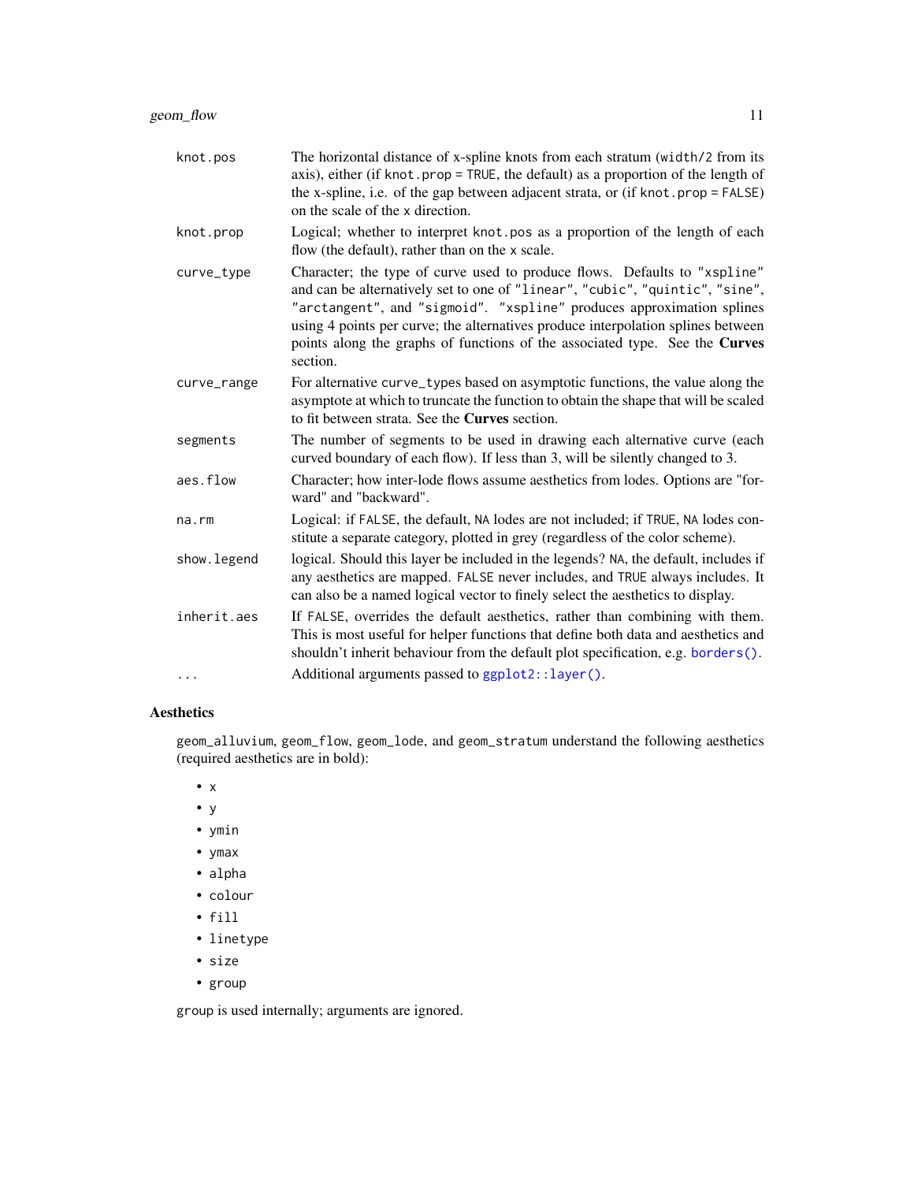| | |
|---|---|
| `knot.pos` | The horizontal distance of x-spline knots from each stratum (`width/2` from its axis), either (if `knot.prop = TRUE`, the default) as a proportion of the length of the x-spline, i.e. of the gap between adjacent strata, or (if `knot.prop = FALSE`) on the scale of the `x` direction. |
| `knot.prop` | Logical; whether to interpret `knot.pos` as a proportion of the length of each flow (the default), rather than on the `x` scale. |
| `curve_type` | Character; the type of curve used to produce flows. Defaults to `"xspline"` and can be alternatively set to one of `"linear"`, `"cubic"`, `"quintic"`, `"sine"`, `"arctangent"`, and `"sigmoid"`. `"xspline"` produces approximation splines using 4 points per curve; the alternatives produce interpolation splines between points along the graphs of functions of the associated type. See the **Curves** section. |
| `curve_range` | For alternative `curve_types` based on asymptotic functions, the value along the asymptote at which to truncate the function to obtain the shape that will be scaled to fit between strata. See the **Curves** section. |
| `segments` | The number of segments to be used in drawing each alternative curve (each curved boundary of each flow). If less than 3, will be silently changed to 3. |
| `aes.flow` | Character; how inter-lode flows assume aesthetics from lodes. Options are "forward" and "backward". |
| `na.rm` | Logical: if `FALSE`, the default, `NA` lodes are not included; if `TRUE`, `NA` lodes constitute a separate category, plotted in grey (regardless of the color scheme). |
| `show.legend` | logical. Should this layer be included in the legends? `NA`, the default, includes if any aesthetics are mapped. `FALSE` never includes, and `TRUE` always includes. It can also be a named logical vector to finely select the aesthetics to display. |
| `inherit.aes` | If `FALSE`, overrides the default aesthetics, rather than combining with them. This is most useful for helper functions that define both data and aesthetics and shouldn't inherit behaviour from the default plot specification, e.g. `borders()`. |
| `...` | Additional arguments passed to `ggplot2::layer()`. |

## Aesthetics

`geom_alluvium`, `geom_flow`, `geom_lode`, and `geom_stratum` understand the following aesthetics (required aesthetics are in bold):

- `x`
- `y`
- `ymin`
- `ymax`
- `alpha`
- `colour`
- `fill`
- `linetype`
- `size`
- `group`

`group` is used internally; arguments are ignored.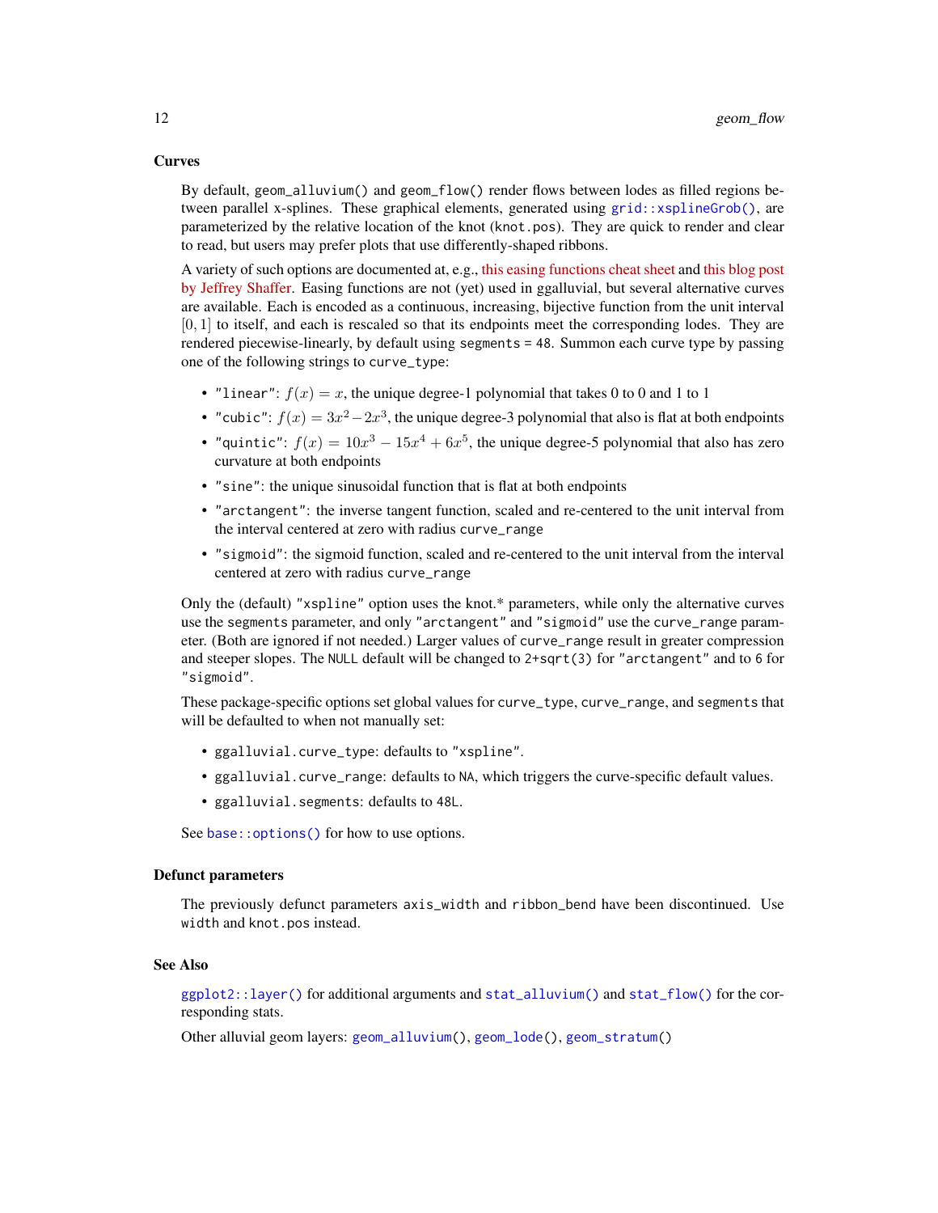## Curves

By default, `geom_alluvium()` and `geom_flow()` render flows between lodes as filled regions between parallel x-splines. These graphical elements, generated using `grid::xsplineGrob()`, are parameterized by the relative location of the knot (`knot.pos`). They are quick to render and clear to read, but users may prefer plots that use differently-shaped ribbons.

A variety of such options are documented at, e.g., this easing functions cheat sheet and this blog post by Jeffrey Shaffer. Easing functions are not (yet) used in ggalluvial, but several alternative curves are available. Each is encoded as a continuous, increasing, bijective function from the unit interval $[0, 1]$ to itself, and each is rescaled so that its endpoints meet the corresponding lodes. They are rendered piecewise-linearly, by default using `segments = 48`. Summon each curve type by passing one of the following strings to `curve_type`:

- `"linear"`: $f(x) = x$, the unique degree-1 polynomial that takes 0 to 0 and 1 to 1
- `"cubic"`: $f(x) = 3x^2 - 2x^3$, the unique degree-3 polynomial that also is flat at both endpoints
- `"quintic"`: $f(x) = 10x^3 - 15x^4 + 6x^5$, the unique degree-5 polynomial that also has zero curvature at both endpoints
- `"sine"`: the unique sinusoidal function that is flat at both endpoints
- `"arctangent"`: the inverse tangent function, scaled and re-centered to the unit interval from the interval centered at zero with radius `curve_range`
- `"sigmoid"`: the sigmoid function, scaled and re-centered to the unit interval from the interval centered at zero with radius `curve_range`

Only the (default) `"xspline"` option uses the `knot.*` parameters, while only the alternative curves use the `segments` parameter, and only `"arctangent"` and `"sigmoid"` use the `curve_range` parameter. (Both are ignored if not needed.) Larger values of `curve_range` result in greater compression and steeper slopes. The `NULL` default will be changed to `2+sqrt(3)` for `"arctangent"` and to `6` for `"sigmoid"`.

These package-specific options set global values for `curve_type`, `curve_range`, and `segments` that will be defaulted to when not manually set:

- `ggalluvial.curve_type`: defaults to `"xspline"`.
- `ggalluvial.curve_range`: defaults to `NA`, which triggers the curve-specific default values.
- `ggalluvial.segments`: defaults to `48L`.

See `base::options()` for how to use options.

## Defunct parameters

The previously defunct parameters `axis_width` and `ribbon_bend` have been discontinued. Use `width` and `knot.pos` instead.

## See Also

`ggplot2::layer()` for additional arguments and `stat_alluvium()` and `stat_flow()` for the corresponding stats.

Other alluvial geom layers: `geom_alluvium()`, `geom_lode()`, `geom_stratum()`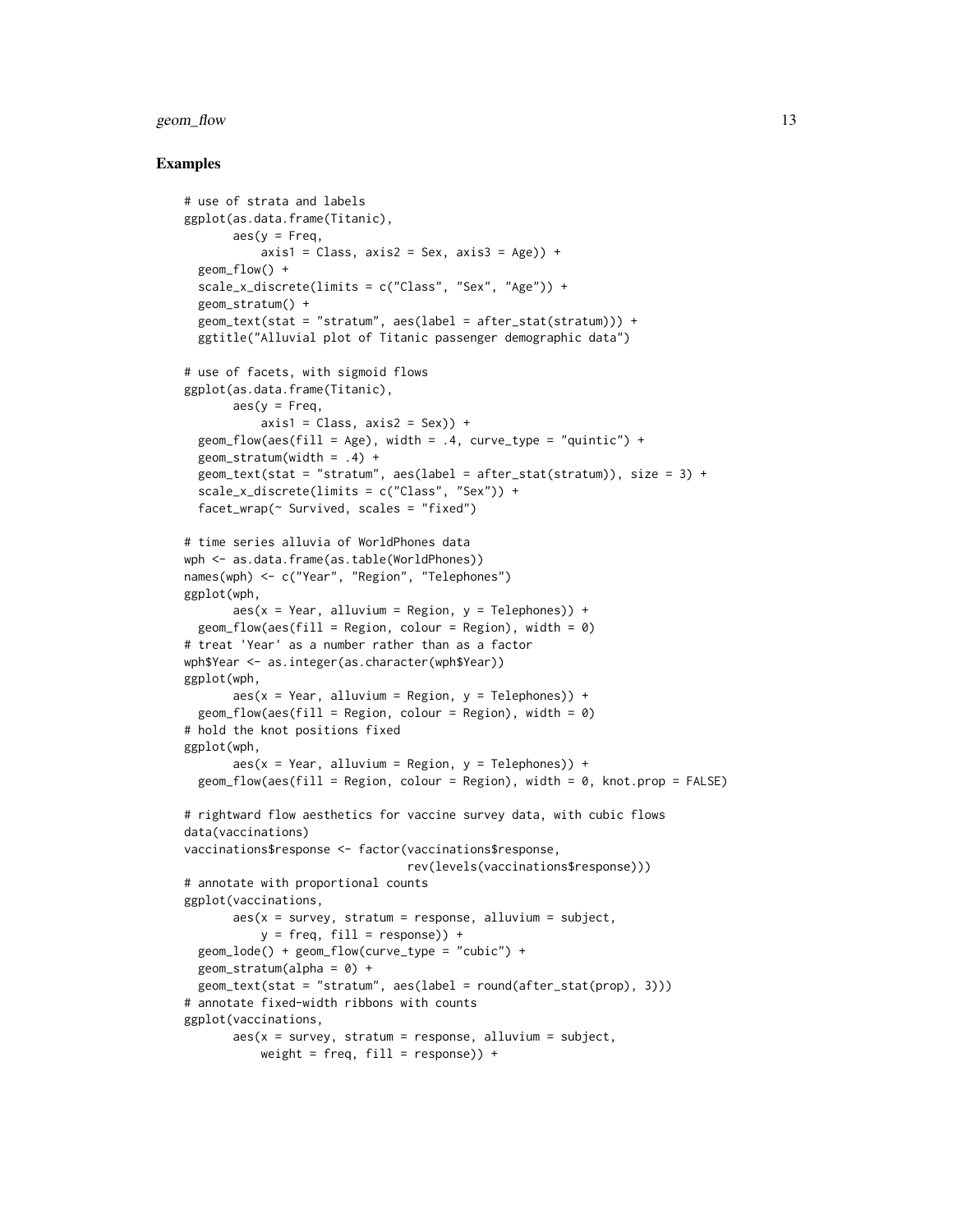## Examples

```
# use of strata and labels
ggplot(as.data.frame(Titanic),
       aes(y = Freq,
           axis1 = Class, axis2 = Sex, axis3 = Age)) +
  geom_flow() +
  scale_x_discrete(limits = c("Class", "Sex", "Age")) +
  geom_stratum() +
  geom_text(stat = "stratum", aes(label = after_stat(stratum))) +
  ggtitle("Alluvial plot of Titanic passenger demographic data")

# use of facets, with sigmoid flows
ggplot(as.data.frame(Titanic),
       aes(y = Freq,
           axis1 = Class, axis2 = Sex)) +
  geom_flow(aes(fill = Age), width = .4, curve_type = "quintic") +
  geom_stratum(width = .4) +
  geom_text(stat = "stratum", aes(label = after_stat(stratum)), size = 3) +
  scale_x_discrete(limits = c("Class", "Sex")) +
  facet_wrap(~ Survived, scales = "fixed")

# time series alluvia of WorldPhones data
wph <- as.data.frame(as.table(WorldPhones))
names(wph) <- c("Year", "Region", "Telephones")
ggplot(wph,
       aes(x = Year, alluvium = Region, y = Telephones)) +
  geom_flow(aes(fill = Region, colour = Region), width = 0)
# treat 'Year' as a number rather than as a factor
wph$Year <- as.integer(as.character(wph$Year))
ggplot(wph,
       aes(x = Year, alluvium = Region, y = Telephones)) +
  geom_flow(aes(fill = Region, colour = Region), width = 0)
# hold the knot positions fixed
ggplot(wph,
       aes(x = Year, alluvium = Region, y = Telephones)) +
  geom_flow(aes(fill = Region, colour = Region), width = 0, knot.prop = FALSE)

# rightward flow aesthetics for vaccine survey data, with cubic flows
data(vaccinations)
vaccinations$response <- factor(vaccinations$response,
                                rev(levels(vaccinations$response)))
# annotate with proportional counts
ggplot(vaccinations,
       aes(x = survey, stratum = response, alluvium = subject,
           y = freq, fill = response)) +
  geom_lode() + geom_flow(curve_type = "cubic") +
  geom_stratum(alpha = 0) +
  geom_text(stat = "stratum", aes(label = round(after_stat(prop), 3)))
# annotate fixed-width ribbons with counts
ggplot(vaccinations,
       aes(x = survey, stratum = response, alluvium = subject,
           weight = freq, fill = response)) +
```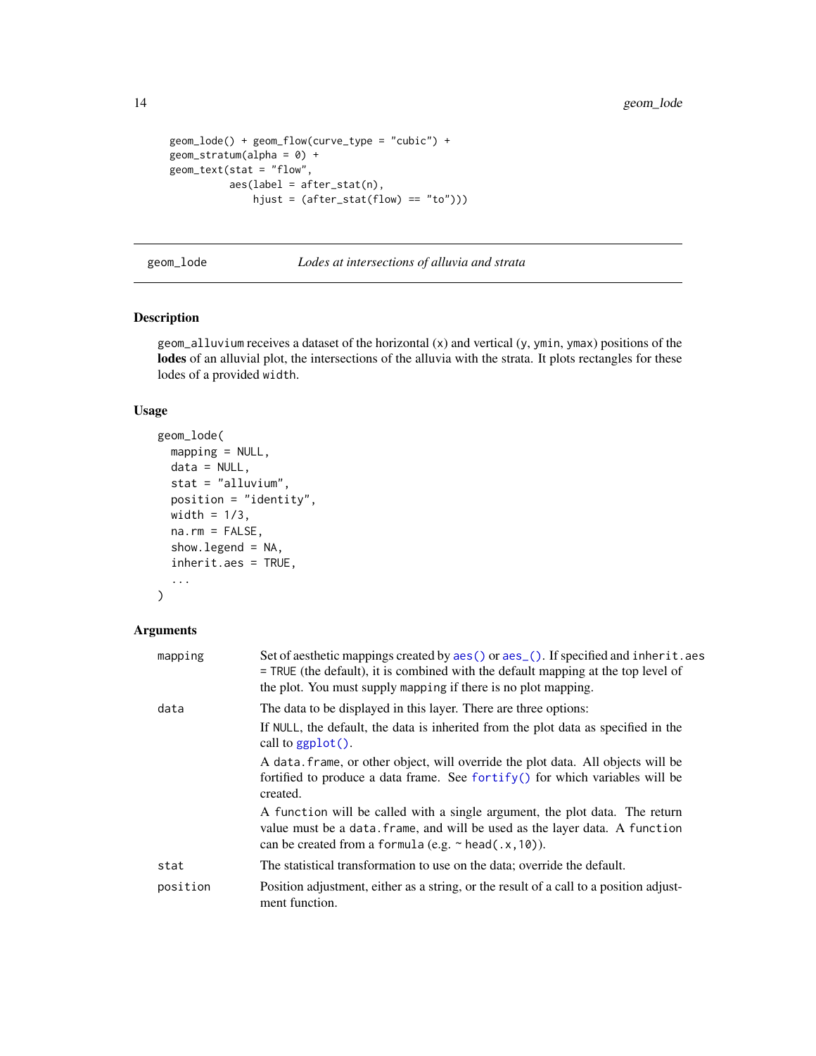```
geom_lode() + geom_flow(curve_type = "cubic") +
geom_stratum(alpha = 0) +
geom_text(stat = "flow",
          aes(label = after_stat(n),
              hjust = (after_stat(flow) == "to")))
```

## geom_lode — *Lodes at intersections of alluvia and strata*

### Description

`geom_alluvium` receives a dataset of the horizontal (`x`) and vertical (`y`, `ymin`, `ymax`) positions of the **lodes** of an alluvial plot, the intersections of the alluvia with the strata. It plots rectangles for these lodes of a provided `width`.

### Usage

```
geom_lode(
  mapping = NULL,
  data = NULL,
  stat = "alluvium",
  position = "identity",
  width = 1/3,
  na.rm = FALSE,
  show.legend = NA,
  inherit.aes = TRUE,
  ...
)
```

### Arguments

**mapping** — Set of aesthetic mappings created by `aes()` or `aes_()`. If specified and `inherit.aes = TRUE` (the default), it is combined with the default mapping at the top level of the plot. You must supply `mapping` if there is no plot mapping.

**data** — The data to be displayed in this layer. There are three options:

If `NULL`, the default, the data is inherited from the plot data as specified in the call to `ggplot()`.

A `data.frame`, or other object, will override the plot data. All objects will be fortified to produce a data frame. See `fortify()` for which variables will be created.

A `function` will be called with a single argument, the plot data. The return value must be a `data.frame`, and will be used as the layer data. A `function` can be created from a `formula` (e.g. `~ head(.x,10)`).

**stat** — The statistical transformation to use on the data; override the default.

**position** — Position adjustment, either as a string, or the result of a call to a position adjustment function.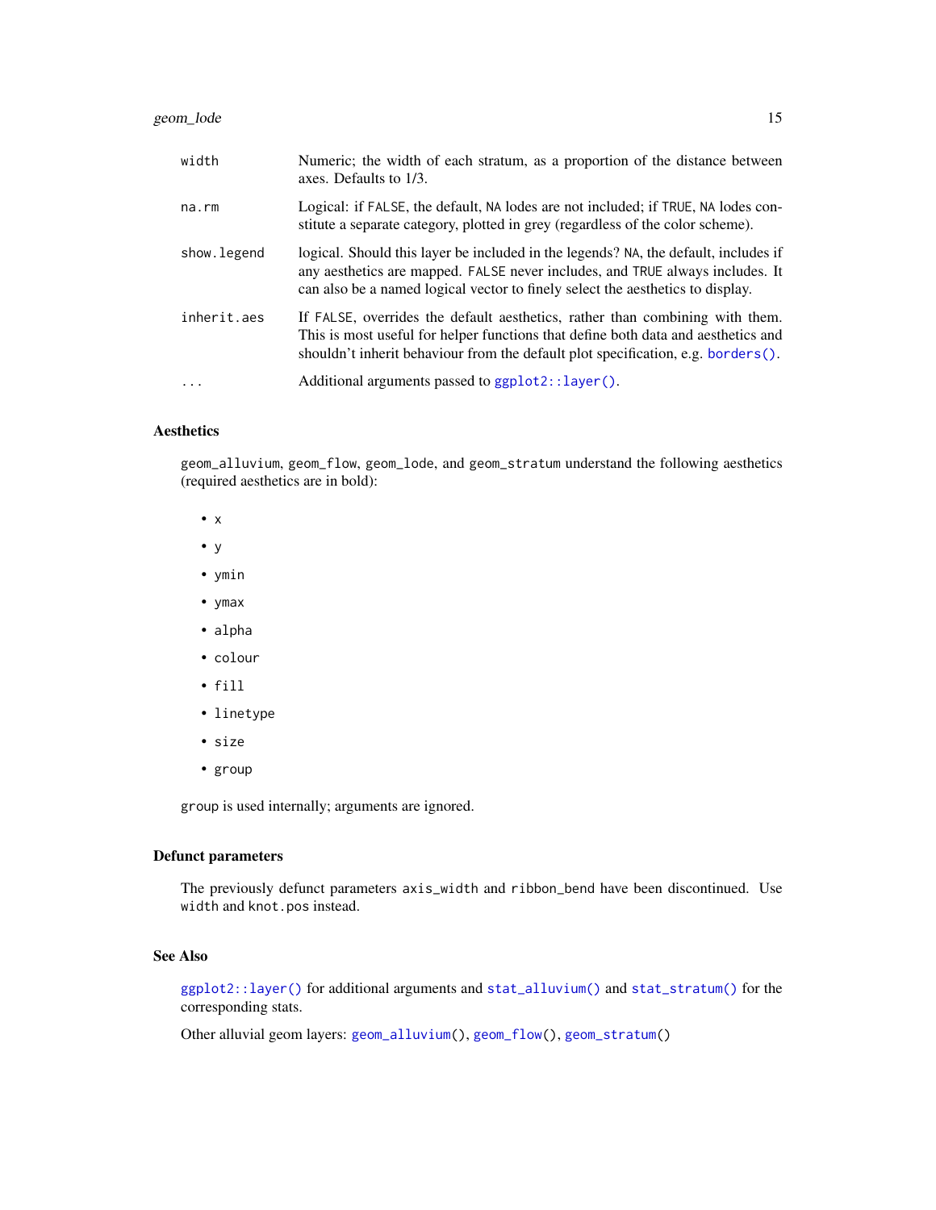| | |
|---|---|
| width | Numeric; the width of each stratum, as a proportion of the distance between axes. Defaults to 1/3. |
| na.rm | Logical: if FALSE, the default, NA lodes are not included; if TRUE, NA lodes constitute a separate category, plotted in grey (regardless of the color scheme). |
| show.legend | logical. Should this layer be included in the legends? NA, the default, includes if any aesthetics are mapped. FALSE never includes, and TRUE always includes. It can also be a named logical vector to finely select the aesthetics to display. |
| inherit.aes | If FALSE, overrides the default aesthetics, rather than combining with them. This is most useful for helper functions that define both data and aesthetics and shouldn't inherit behaviour from the default plot specification, e.g. borders(). |
| ... | Additional arguments passed to ggplot2::layer(). |

### Aesthetics

geom_alluvium, geom_flow, geom_lode, and geom_stratum understand the following aesthetics (required aesthetics are in bold):

- x
- y
- ymin
- ymax
- alpha
- colour
- fill
- linetype
- size
- group

group is used internally; arguments are ignored.

### Defunct parameters

The previously defunct parameters axis_width and ribbon_bend have been discontinued. Use width and knot.pos instead.

### See Also

ggplot2::layer() for additional arguments and stat_alluvium() and stat_stratum() for the corresponding stats.

Other alluvial geom layers: geom_alluvium(), geom_flow(), geom_stratum()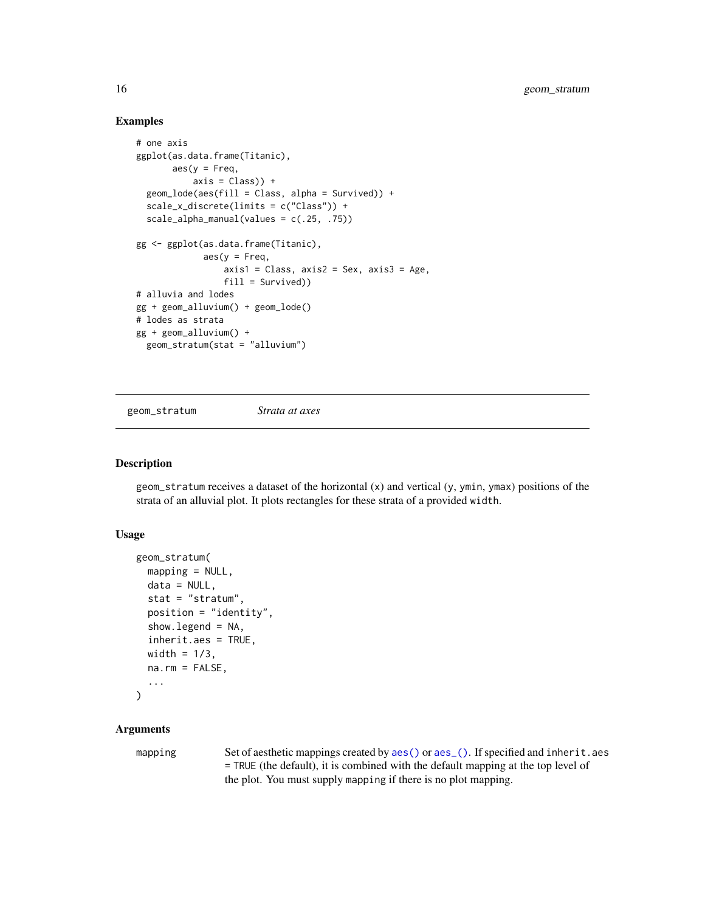### Examples

```
# one axis
ggplot(as.data.frame(Titanic),
       aes(y = Freq,
           axis = Class)) +
  geom_lode(aes(fill = Class, alpha = Survived)) +
  scale_x_discrete(limits = c("Class")) +
  scale_alpha_manual(values = c(.25, .75))

gg <- ggplot(as.data.frame(Titanic),
             aes(y = Freq,
                 axis1 = Class, axis2 = Sex, axis3 = Age,
                 fill = Survived))
# alluvia and lodes
gg + geom_alluvium() + geom_lode()
# lodes as strata
gg + geom_alluvium() +
  geom_stratum(stat = "alluvium")
```

---

## geom_stratum    *Strata at axes*

---

### Description

geom_stratum receives a dataset of the horizontal (x) and vertical (y, ymin, ymax) positions of the strata of an alluvial plot. It plots rectangles for these strata of a provided width.

### Usage

```
geom_stratum(
  mapping = NULL,
  data = NULL,
  stat = "stratum",
  position = "identity",
  show.legend = NA,
  inherit.aes = TRUE,
  width = 1/3,
  na.rm = FALSE,
  ...
)
```

### Arguments

| | |
|---|---|
| mapping | Set of aesthetic mappings created by aes() or aes_(). If specified and inherit.aes = TRUE (the default), it is combined with the default mapping at the top level of the plot. You must supply mapping if there is no plot mapping. |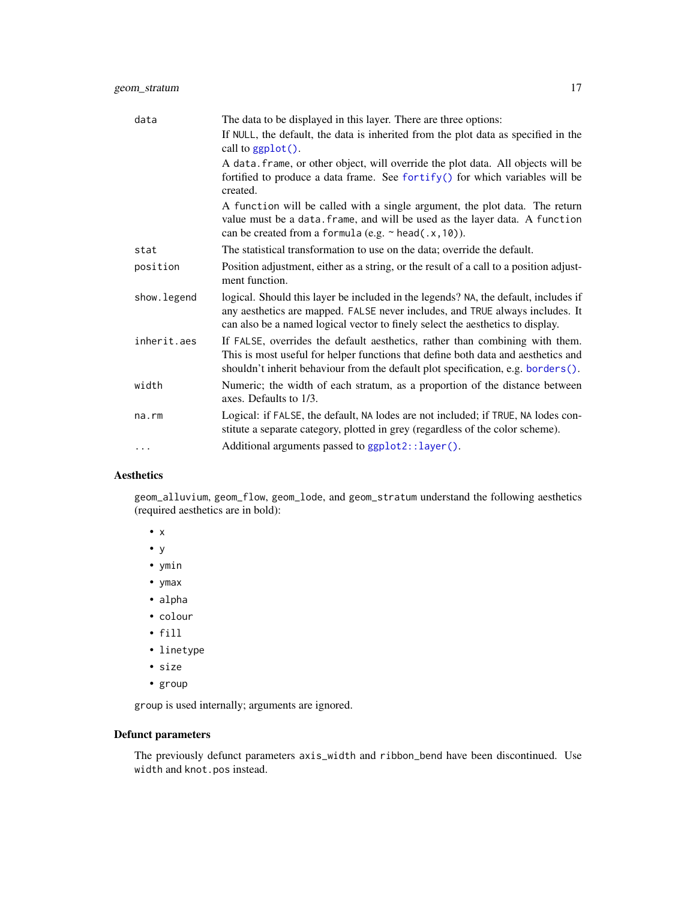| | |
|---|---|
| `data` | The data to be displayed in this layer. There are three options:<br>If `NULL`, the default, the data is inherited from the plot data as specified in the call to `ggplot()`.<br>A `data.frame`, or other object, will override the plot data. All objects will be fortified to produce a data frame. See `fortify()` for which variables will be created.<br>A `function` will be called with a single argument, the plot data. The return value must be a `data.frame`, and will be used as the layer data. A `function` can be created from a `formula` (e.g. `~ head(.x,10)`). |
| `stat` | The statistical transformation to use on the data; override the default. |
| `position` | Position adjustment, either as a string, or the result of a call to a position adjustment function. |
| `show.legend` | logical. Should this layer be included in the legends? `NA`, the default, includes if any aesthetics are mapped. `FALSE` never includes, and `TRUE` always includes. It can also be a named logical vector to finely select the aesthetics to display. |
| `inherit.aes` | If `FALSE`, overrides the default aesthetics, rather than combining with them. This is most useful for helper functions that define both data and aesthetics and shouldn't inherit behaviour from the default plot specification, e.g. `borders()`. |
| `width` | Numeric; the width of each stratum, as a proportion of the distance between axes. Defaults to 1/3. |
| `na.rm` | Logical: if `FALSE`, the default, `NA` lodes are not included; if `TRUE`, `NA` lodes constitute a separate category, plotted in grey (regardless of the color scheme). |
| `...` | Additional arguments passed to `ggplot2::layer()`. |

### Aesthetics

`geom_alluvium`, `geom_flow`, `geom_lode`, and `geom_stratum` understand the following aesthetics (required aesthetics are in bold):

- `x`
- `y`
- `ymin`
- `ymax`
- `alpha`
- `colour`
- `fill`
- `linetype`
- `size`
- `group`

`group` is used internally; arguments are ignored.

### Defunct parameters

The previously defunct parameters `axis_width` and `ribbon_bend` have been discontinued. Use `width` and `knot.pos` instead.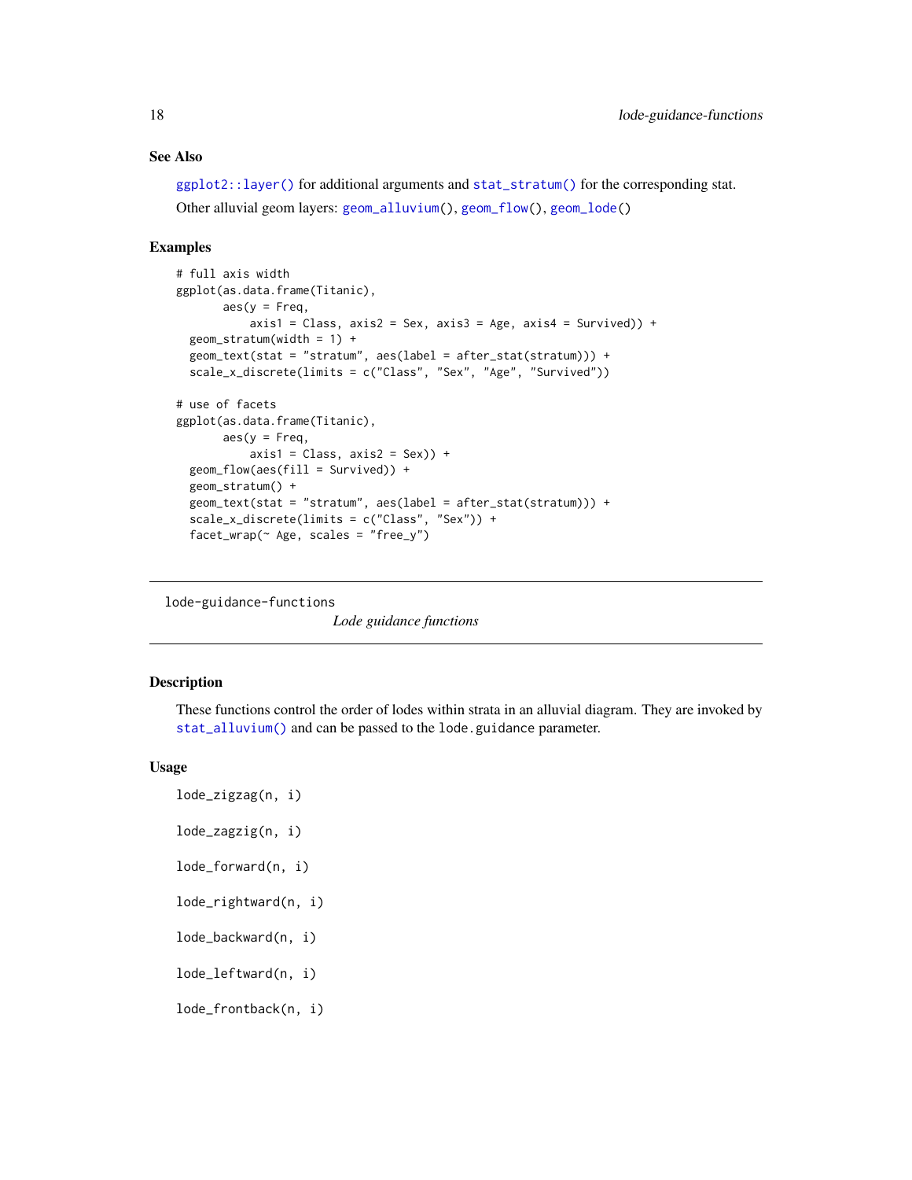### See Also

`ggplot2::layer()` for additional arguments and `stat_stratum()` for the corresponding stat.

Other alluvial geom layers: `geom_alluvium()`, `geom_flow()`, `geom_lode()`

### Examples

```
# full axis width
ggplot(as.data.frame(Titanic),
       aes(y = Freq,
           axis1 = Class, axis2 = Sex, axis3 = Age, axis4 = Survived)) +
  geom_stratum(width = 1) +
  geom_text(stat = "stratum", aes(label = after_stat(stratum))) +
  scale_x_discrete(limits = c("Class", "Sex", "Age", "Survived"))

# use of facets
ggplot(as.data.frame(Titanic),
       aes(y = Freq,
           axis1 = Class, axis2 = Sex)) +
  geom_flow(aes(fill = Survived)) +
  geom_stratum() +
  geom_text(stat = "stratum", aes(label = after_stat(stratum))) +
  scale_x_discrete(limits = c("Class", "Sex")) +
  facet_wrap(~ Age, scales = "free_y")
```

---

## lode-guidance-functions

*Lode guidance functions*

---

### Description

These functions control the order of lodes within strata in an alluvial diagram. They are invoked by `stat_alluvium()` and can be passed to the `lode.guidance` parameter.

### Usage

```
lode_zigzag(n, i)

lode_zagzig(n, i)

lode_forward(n, i)

lode_rightward(n, i)

lode_backward(n, i)

lode_leftward(n, i)

lode_frontback(n, i)
```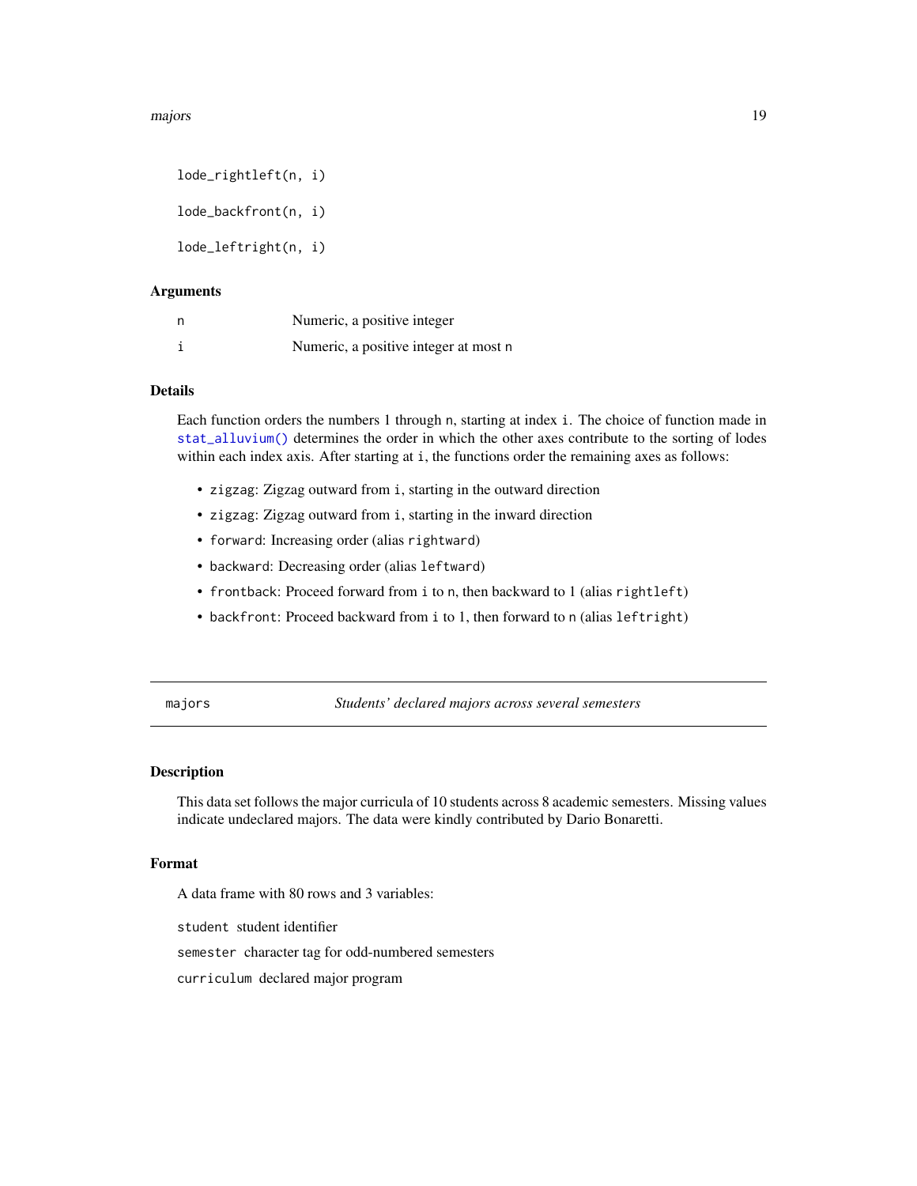```
lode_rightleft(n, i)

lode_backfront(n, i)

lode_leftright(n, i)
```

### Arguments

| | |
|---|---|
| `n` | Numeric, a positive integer |
| `i` | Numeric, a positive integer at most `n` |

### Details

Each function orders the numbers 1 through `n`, starting at index `i`. The choice of function made in `stat_alluvium()` determines the order in which the other axes contribute to the sorting of lodes within each index axis. After starting at `i`, the functions order the remaining axes as follows:

- `zigzag`: Zigzag outward from `i`, starting in the outward direction
- `zigzag`: Zigzag outward from `i`, starting in the inward direction
- `forward`: Increasing order (alias `rightward`)
- `backward`: Decreasing order (alias `leftward`)
- `frontback`: Proceed forward from `i` to `n`, then backward to 1 (alias `rightleft`)
- `backfront`: Proceed backward from `i` to 1, then forward to `n` (alias `leftright`)

---

## majors — *Students' declared majors across several semesters*

---

### Description

This data set follows the major curricula of 10 students across 8 academic semesters. Missing values indicate undeclared majors. The data were kindly contributed by Dario Bonaretti.

### Format

A data frame with 80 rows and 3 variables:

`student` student identifier

`semester` character tag for odd-numbered semesters

`curriculum` declared major program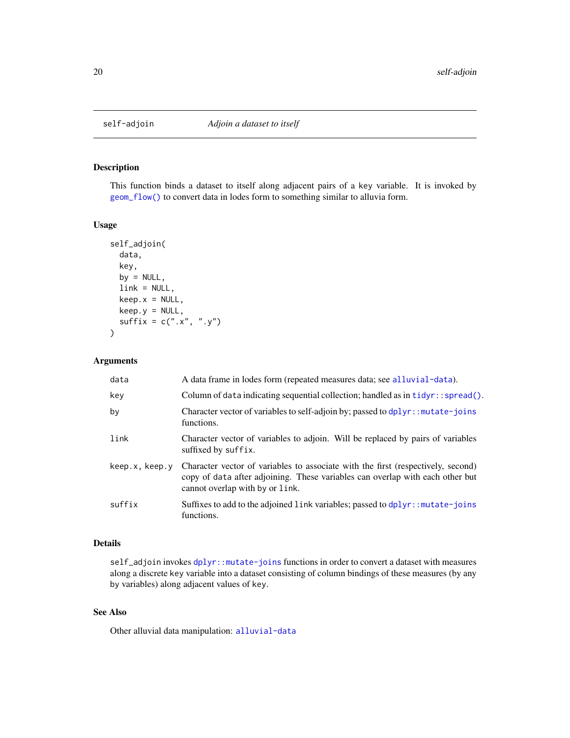## self-adjoin — *Adjoin a dataset to itself*

### Description

This function binds a dataset to itself along adjacent pairs of a key variable. It is invoked by `geom_flow()` to convert data in lodes form to something similar to alluvia form.

### Usage

```
self_adjoin(
  data,
  key,
  by = NULL,
  link = NULL,
  keep.x = NULL,
  keep.y = NULL,
  suffix = c(".x", ".y")
)
```

### Arguments

| | |
|---|---|
| `data` | A data frame in lodes form (repeated measures data; see `alluvial-data`). |
| `key` | Column of `data` indicating sequential collection; handled as in `tidyr::spread()`. |
| `by` | Character vector of variables to self-adjoin by; passed to `dplyr::mutate-joins` functions. |
| `link` | Character vector of variables to adjoin. Will be replaced by pairs of variables suffixed by `suffix`. |
| `keep.x, keep.y` | Character vector of variables to associate with the first (respectively, second) copy of `data` after adjoining. These variables can overlap with each other but cannot overlap with `by` or `link`. |
| `suffix` | Suffixes to add to the adjoined `link` variables; passed to `dplyr::mutate-joins` functions. |

### Details

`self_adjoin` invokes `dplyr::mutate-joins` functions in order to convert a dataset with measures along a discrete `key` variable into a dataset consisting of column bindings of these measures (by any `by` variables) along adjacent values of `key`.

### See Also

Other alluvial data manipulation: `alluvial-data`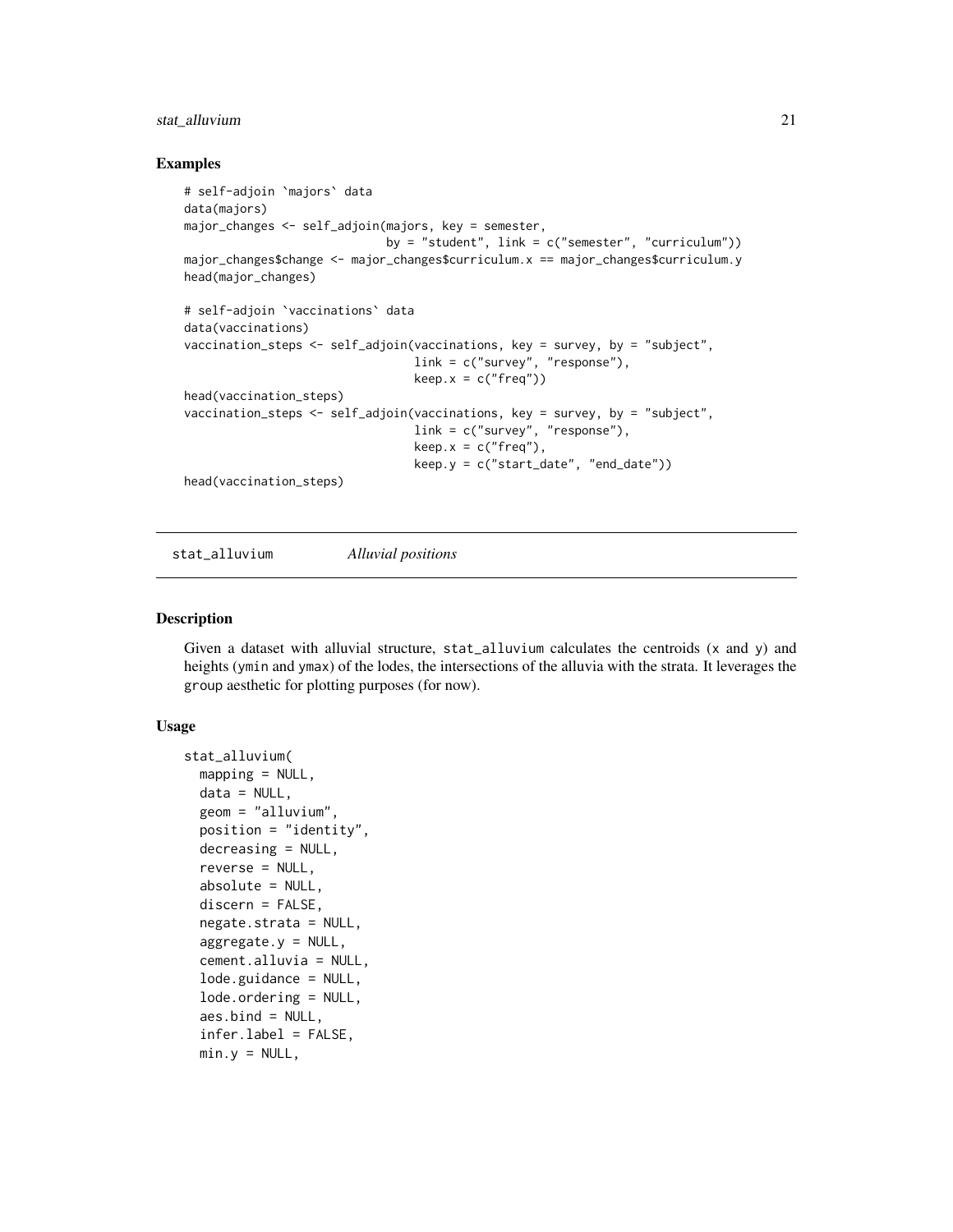## Examples

```
# self-adjoin `majors` data
data(majors)
major_changes <- self_adjoin(majors, key = semester,
                             by = "student", link = c("semester", "curriculum"))
major_changes$change <- major_changes$curriculum.x == major_changes$curriculum.y
head(major_changes)

# self-adjoin `vaccinations` data
data(vaccinations)
vaccination_steps <- self_adjoin(vaccinations, key = survey, by = "subject",
                                 link = c("survey", "response"),
                                 keep.x = c("freq"))
head(vaccination_steps)
vaccination_steps <- self_adjoin(vaccinations, key = survey, by = "subject",
                                 link = c("survey", "response"),
                                 keep.x = c("freq"),
                                 keep.y = c("start_date", "end_date"))
head(vaccination_steps)
```

# stat_alluvium *Alluvial positions*

## Description

Given a dataset with alluvial structure, `stat_alluvium` calculates the centroids (`x` and `y`) and heights (`ymin` and `ymax`) of the lodes, the intersections of the alluvia with the strata. It leverages the `group` aesthetic for plotting purposes (for now).

## Usage

```
stat_alluvium(
  mapping = NULL,
  data = NULL,
  geom = "alluvium",
  position = "identity",
  decreasing = NULL,
  reverse = NULL,
  absolute = NULL,
  discern = FALSE,
  negate.strata = NULL,
  aggregate.y = NULL,
  cement.alluvia = NULL,
  lode.guidance = NULL,
  lode.ordering = NULL,
  aes.bind = NULL,
  infer.label = FALSE,
  min.y = NULL,
```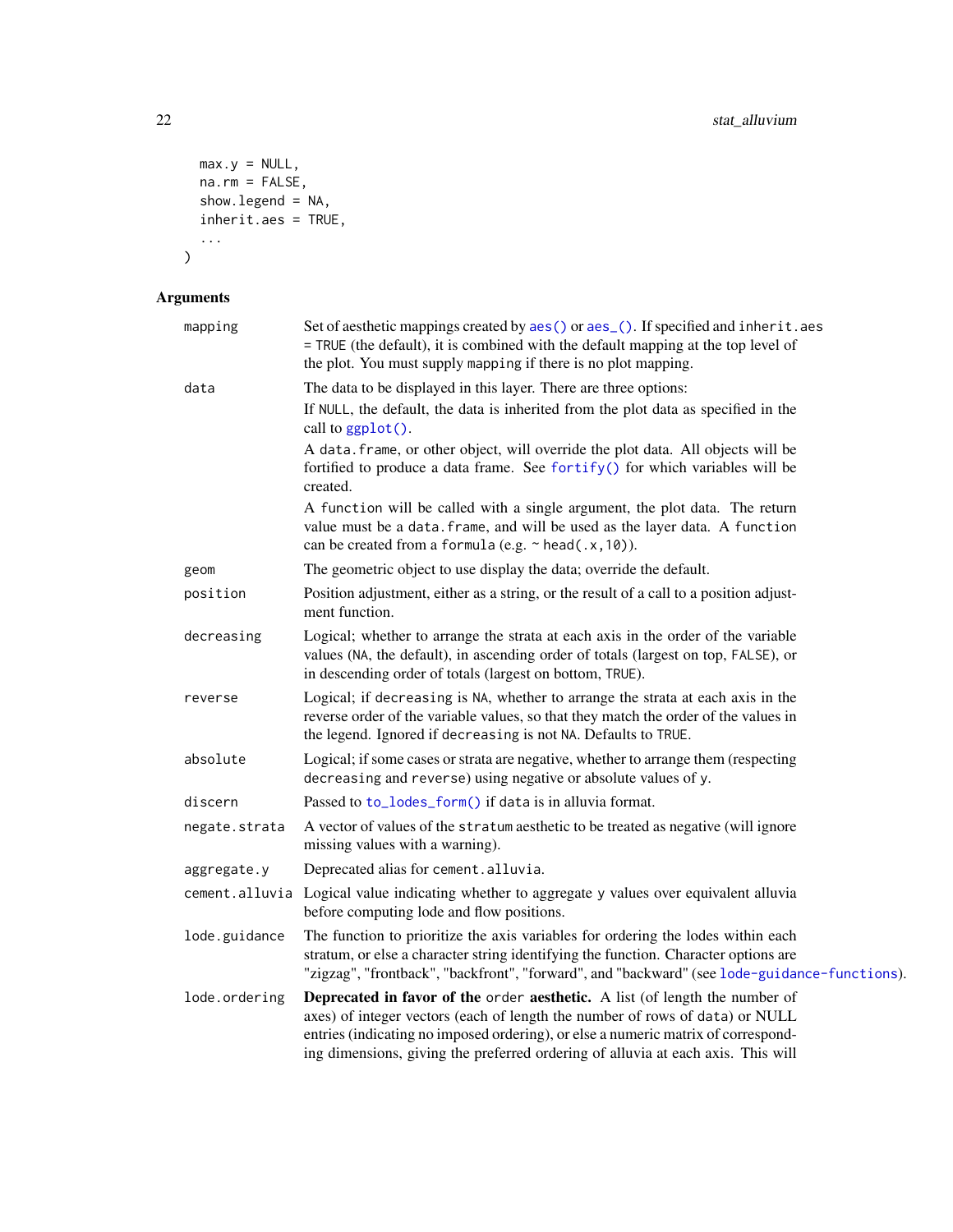```
  max.y = NULL,
  na.rm = FALSE,
  show.legend = NA,
  inherit.aes = TRUE,
  ...
)
```

## Arguments

| | |
|---|---|
| mapping | Set of aesthetic mappings created by aes() or aes_(). If specified and inherit.aes = TRUE (the default), it is combined with the default mapping at the top level of the plot. You must supply mapping if there is no plot mapping. |
| data | The data to be displayed in this layer. There are three options: If NULL, the default, the data is inherited from the plot data as specified in the call to ggplot(). A data.frame, or other object, will override the plot data. All objects will be fortified to produce a data frame. See fortify() for which variables will be created. A function will be called with a single argument, the plot data. The return value must be a data.frame, and will be used as the layer data. A function can be created from a formula (e.g. ~ head(.x,10)). |
| geom | The geometric object to use display the data; override the default. |
| position | Position adjustment, either as a string, or the result of a call to a position adjustment function. |
| decreasing | Logical; whether to arrange the strata at each axis in the order of the variable values (NA, the default), in ascending order of totals (largest on top, FALSE), or in descending order of totals (largest on bottom, TRUE). |
| reverse | Logical; if decreasing is NA, whether to arrange the strata at each axis in the reverse order of the variable values, so that they match the order of the values in the legend. Ignored if decreasing is not NA. Defaults to TRUE. |
| absolute | Logical; if some cases or strata are negative, whether to arrange them (respecting decreasing and reverse) using negative or absolute values of y. |
| discern | Passed to to_lodes_form() if data is in alluvia format. |
| negate.strata | A vector of values of the stratum aesthetic to be treated as negative (will ignore missing values with a warning). |
| aggregate.y | Deprecated alias for cement.alluvia. |
| cement.alluvia | Logical value indicating whether to aggregate y values over equivalent alluvia before computing lode and flow positions. |
| lode.guidance | The function to prioritize the axis variables for ordering the lodes within each stratum, or else a character string identifying the function. Character options are "zigzag", "frontback", "backfront", "forward", and "backward" (see lode-guidance-functions). |
| lode.ordering | **Deprecated in favor of the order aesthetic.** A list (of length the number of axes) of integer vectors (each of length the number of rows of data) or NULL entries (indicating no imposed ordering), or else a numeric matrix of corresponding dimensions, giving the preferred ordering of alluvia at each axis. This will |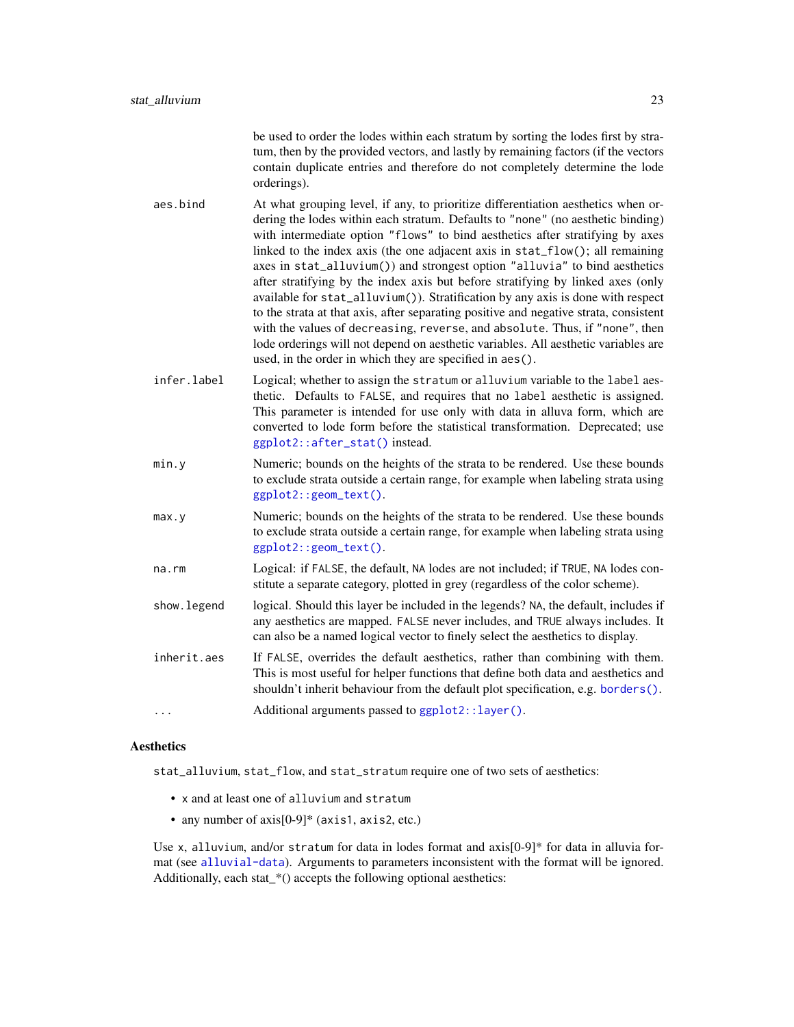be used to order the lodes within each stratum by sorting the lodes first by stratum, then by the provided vectors, and lastly by remaining factors (if the vectors contain duplicate entries and therefore do not completely determine the lode orderings).

| | |
|---|---|
| `aes.bind` | At what grouping level, if any, to prioritize differentiation aesthetics when ordering the lodes within each stratum. Defaults to `"none"` (no aesthetic binding) with intermediate option `"flows"` to bind aesthetics after stratifying by axes linked to the index axis (the one adjacent axis in `stat_flow()`; all remaining axes in `stat_alluvium()`) and strongest option `"alluvia"` to bind aesthetics after stratifying by the index axis but before stratifying by linked axes (only available for `stat_alluvium()`). Stratification by any axis is done with respect to the strata at that axis, after separating positive and negative strata, consistent with the values of `decreasing`, `reverse`, and `absolute`. Thus, if `"none"`, then lode orderings will not depend on aesthetic variables. All aesthetic variables are used, in the order in which they are specified in `aes()`. |
| `infer.label` | Logical; whether to assign the `stratum` or `alluvium` variable to the `label` aesthetic. Defaults to `FALSE`, and requires that no `label` aesthetic is assigned. This parameter is intended for use only with data in alluva form, which are converted to lode form before the statistical transformation. Deprecated; use `ggplot2::after_stat()` instead. |
| `min.y` | Numeric; bounds on the heights of the strata to be rendered. Use these bounds to exclude strata outside a certain range, for example when labeling strata using `ggplot2::geom_text()`. |
| `max.y` | Numeric; bounds on the heights of the strata to be rendered. Use these bounds to exclude strata outside a certain range, for example when labeling strata using `ggplot2::geom_text()`. |
| `na.rm` | Logical: if `FALSE`, the default, `NA` lodes are not included; if `TRUE`, `NA` lodes constitute a separate category, plotted in grey (regardless of the color scheme). |
| `show.legend` | logical. Should this layer be included in the legends? `NA`, the default, includes if any aesthetics are mapped. `FALSE` never includes, and `TRUE` always includes. It can also be a named logical vector to finely select the aesthetics to display. |
| `inherit.aes` | If `FALSE`, overrides the default aesthetics, rather than combining with them. This is most useful for helper functions that define both data and aesthetics and shouldn't inherit behaviour from the default plot specification, e.g. `borders()`. |
| `...` | Additional arguments passed to `ggplot2::layer()`. |

## Aesthetics

`stat_alluvium`, `stat_flow`, and `stat_stratum` require one of two sets of aesthetics:

- `x` and at least one of `alluvium` and `stratum`
- any number of axis[0-9]* (`axis1`, `axis2`, etc.)

Use `x`, `alluvium`, and/or `stratum` for data in lodes format and axis[0-9]* for data in alluvia format (see `alluvial-data`). Arguments to parameters inconsistent with the format will be ignored. Additionally, each stat_*() accepts the following optional aesthetics: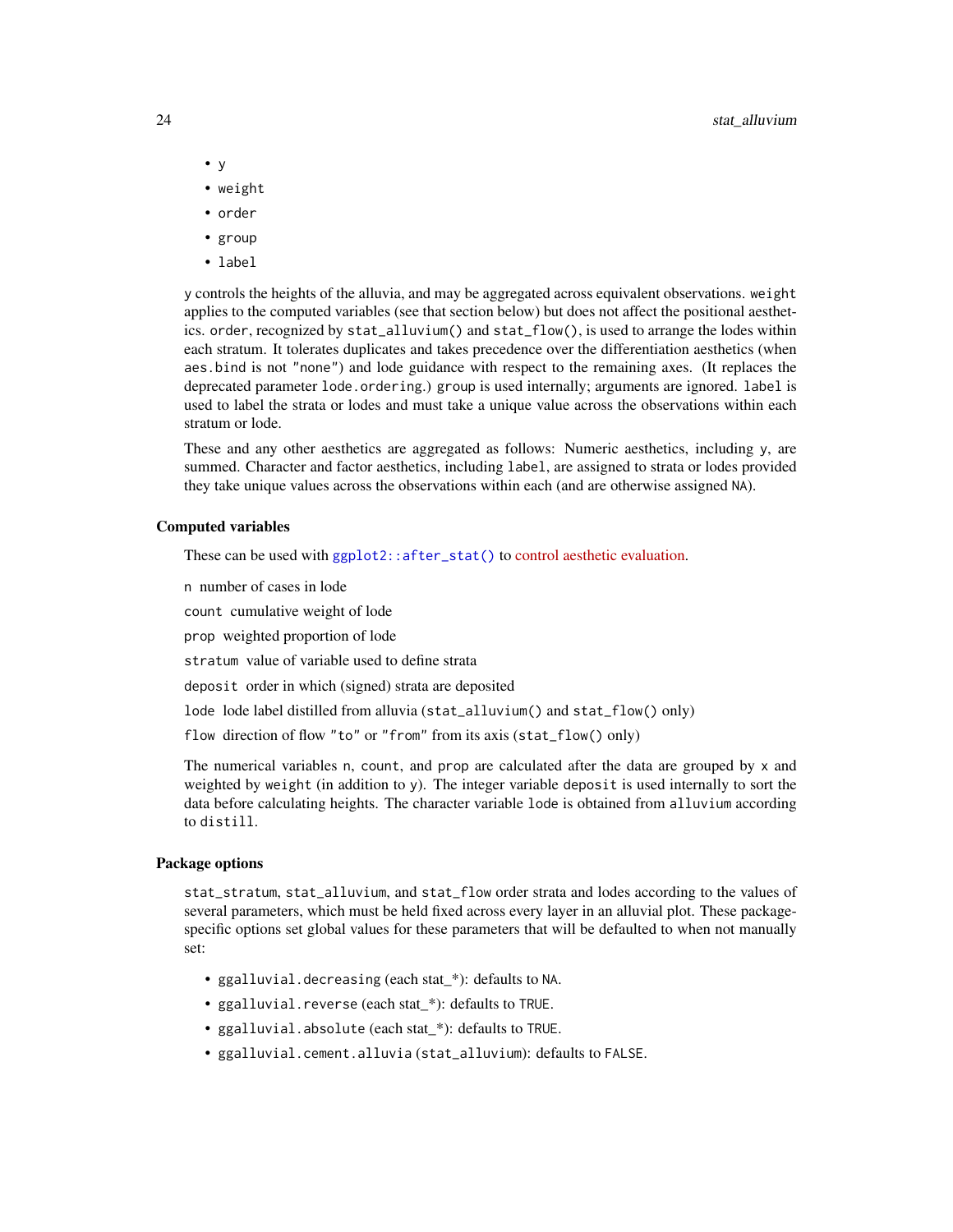- y
- weight
- order
- group
- label

y controls the heights of the alluvia, and may be aggregated across equivalent observations. weight applies to the computed variables (see that section below) but does not affect the positional aesthetics. order, recognized by stat_alluvium() and stat_flow(), is used to arrange the lodes within each stratum. It tolerates duplicates and takes precedence over the differentiation aesthetics (when aes.bind is not "none") and lode guidance with respect to the remaining axes. (It replaces the deprecated parameter lode.ordering.) group is used internally; arguments are ignored. label is used to label the strata or lodes and must take a unique value across the observations within each stratum or lode.

These and any other aesthetics are aggregated as follows: Numeric aesthetics, including y, are summed. Character and factor aesthetics, including label, are assigned to strata or lodes provided they take unique values across the observations within each (and are otherwise assigned NA).

### Computed variables

These can be used with ggplot2::after_stat() to control aesthetic evaluation.

n number of cases in lode

count cumulative weight of lode

prop weighted proportion of lode

stratum value of variable used to define strata

deposit order in which (signed) strata are deposited

lode lode label distilled from alluvia (stat_alluvium() and stat_flow() only)

flow direction of flow "to" or "from" from its axis (stat_flow() only)

The numerical variables n, count, and prop are calculated after the data are grouped by x and weighted by weight (in addition to y). The integer variable deposit is used internally to sort the data before calculating heights. The character variable lode is obtained from alluvium according to distill.

### Package options

stat_stratum, stat_alluvium, and stat_flow order strata and lodes according to the values of several parameters, which must be held fixed across every layer in an alluvial plot. These package-specific options set global values for these parameters that will be defaulted to when not manually set:

- ggalluvial.decreasing (each stat_*): defaults to NA.
- ggalluvial.reverse (each stat_*): defaults to TRUE.
- ggalluvial.absolute (each stat_*): defaults to TRUE.
- ggalluvial.cement.alluvia (stat_alluvium): defaults to FALSE.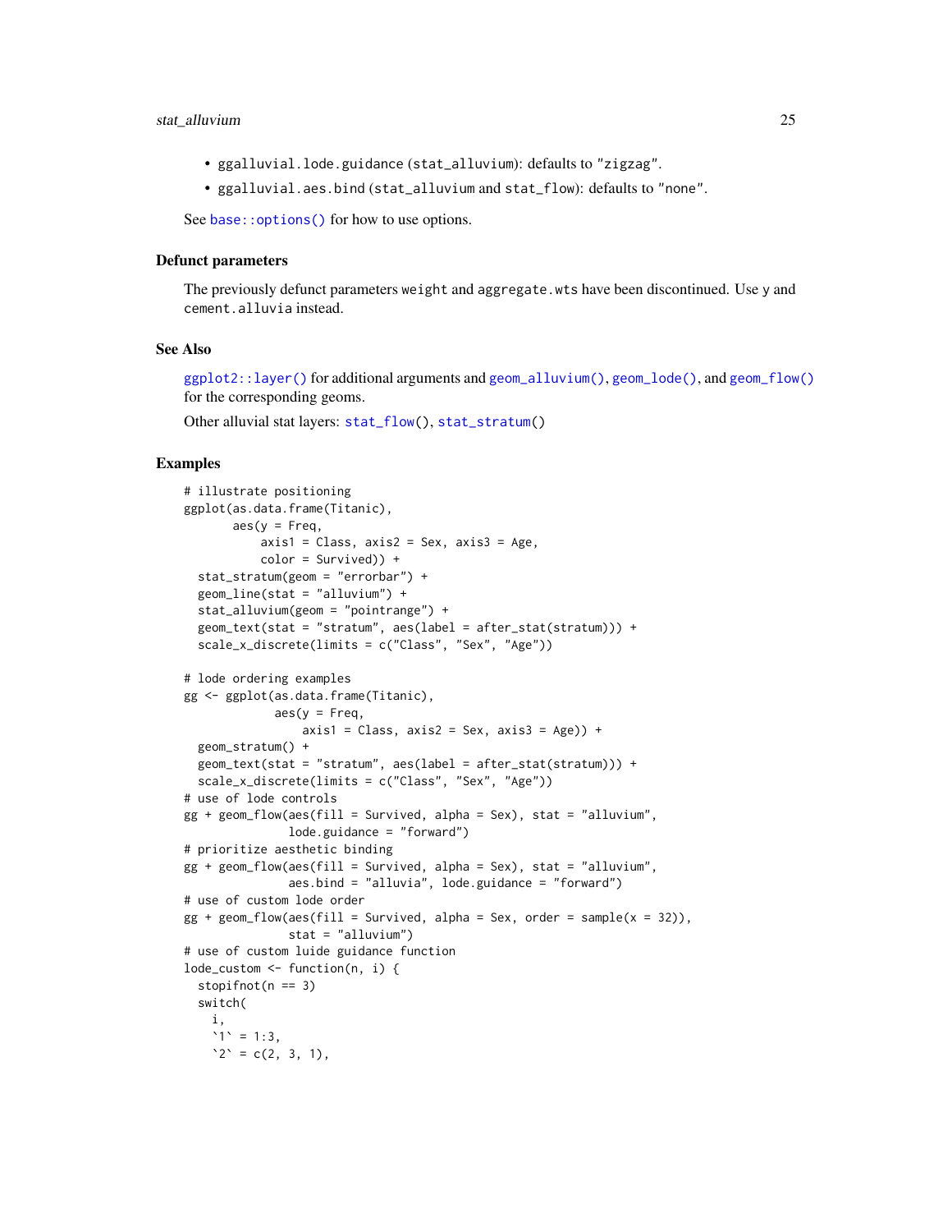- `ggalluvial.lode.guidance` (`stat_alluvium`): defaults to `"zigzag"`.
- `ggalluvial.aes.bind` (`stat_alluvium` and `stat_flow`): defaults to `"none"`.

See `base::options()` for how to use options.

### Defunct parameters

The previously defunct parameters `weight` and `aggregate.wts` have been discontinued. Use `y` and `cement.alluvia` instead.

### See Also

`ggplot2::layer()` for additional arguments and `geom_alluvium()`, `geom_lode()`, and `geom_flow()` for the corresponding geoms.

Other alluvial stat layers: `stat_flow()`, `stat_stratum()`

### Examples

```
# illustrate positioning
ggplot(as.data.frame(Titanic),
       aes(y = Freq,
           axis1 = Class, axis2 = Sex, axis3 = Age,
           color = Survived)) +
  stat_stratum(geom = "errorbar") +
  geom_line(stat = "alluvium") +
  stat_alluvium(geom = "pointrange") +
  geom_text(stat = "stratum", aes(label = after_stat(stratum))) +
  scale_x_discrete(limits = c("Class", "Sex", "Age"))

# lode ordering examples
gg <- ggplot(as.data.frame(Titanic),
             aes(y = Freq,
                 axis1 = Class, axis2 = Sex, axis3 = Age)) +
  geom_stratum() +
  geom_text(stat = "stratum", aes(label = after_stat(stratum))) +
  scale_x_discrete(limits = c("Class", "Sex", "Age"))
# use of lode controls
gg + geom_flow(aes(fill = Survived, alpha = Sex), stat = "alluvium",
               lode.guidance = "forward")
# prioritize aesthetic binding
gg + geom_flow(aes(fill = Survived, alpha = Sex), stat = "alluvium",
               aes.bind = "alluvia", lode.guidance = "forward")
# use of custom lode order
gg + geom_flow(aes(fill = Survived, alpha = Sex, order = sample(x = 32)),
               stat = "alluvium")
# use of custom luide guidance function
lode_custom <- function(n, i) {
  stopifnot(n == 3)
  switch(
    i,
    `1` = 1:3,
    `2` = c(2, 3, 1),
```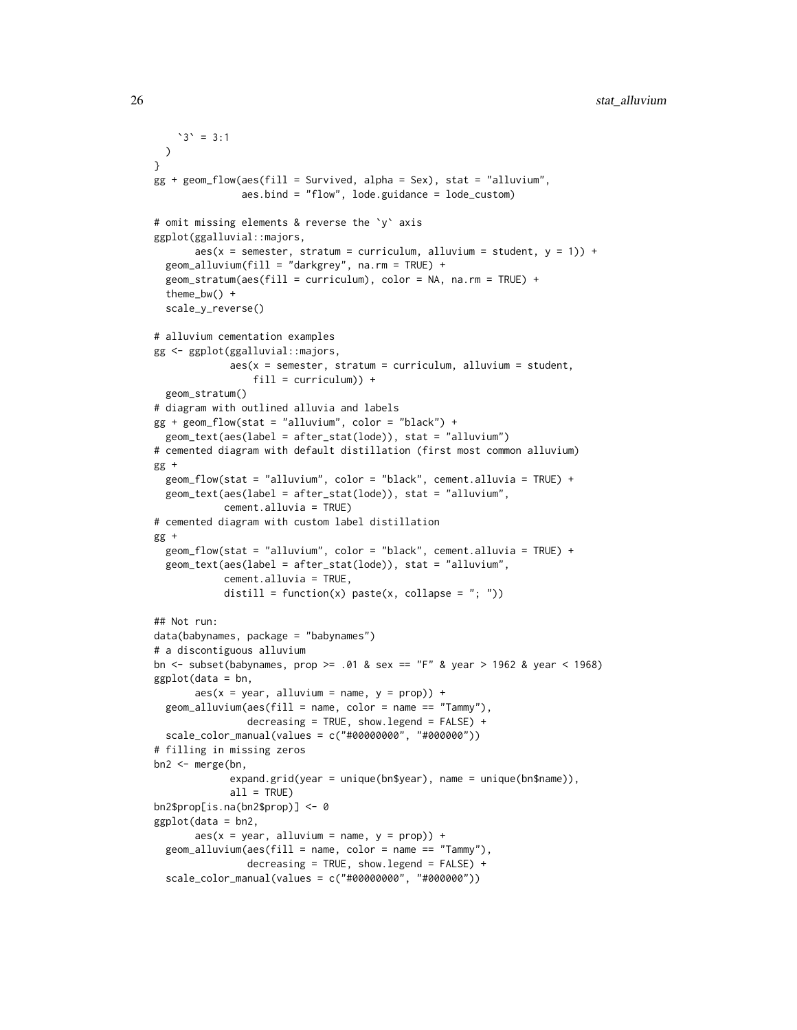```
    `3` = 3:1
  )
}
gg + geom_flow(aes(fill = Survived, alpha = Sex), stat = "alluvium",
               aes.bind = "flow", lode.guidance = lode_custom)

# omit missing elements & reverse the `y` axis
ggplot(ggalluvial::majors,
       aes(x = semester, stratum = curriculum, alluvium = student, y = 1)) +
  geom_alluvium(fill = "darkgrey", na.rm = TRUE) +
  geom_stratum(aes(fill = curriculum), color = NA, na.rm = TRUE) +
  theme_bw() +
  scale_y_reverse()

# alluvium cementation examples
gg <- ggplot(ggalluvial::majors,
             aes(x = semester, stratum = curriculum, alluvium = student,
                 fill = curriculum)) +
  geom_stratum()
# diagram with outlined alluvia and labels
gg + geom_flow(stat = "alluvium", color = "black") +
  geom_text(aes(label = after_stat(lode)), stat = "alluvium")
# cemented diagram with default distillation (first most common alluvium)
gg +
  geom_flow(stat = "alluvium", color = "black", cement.alluvia = TRUE) +
  geom_text(aes(label = after_stat(lode)), stat = "alluvium",
            cement.alluvia = TRUE)
# cemented diagram with custom label distillation
gg +
  geom_flow(stat = "alluvium", color = "black", cement.alluvia = TRUE) +
  geom_text(aes(label = after_stat(lode)), stat = "alluvium",
            cement.alluvia = TRUE,
            distill = function(x) paste(x, collapse = "; "))

## Not run:
data(babynames, package = "babynames")
# a discontiguous alluvium
bn <- subset(babynames, prop >= .01 & sex == "F" & year > 1962 & year < 1968)
ggplot(data = bn,
       aes(x = year, alluvium = name, y = prop)) +
  geom_alluvium(aes(fill = name, color = name == "Tammy"),
                decreasing = TRUE, show.legend = FALSE) +
  scale_color_manual(values = c("#00000000", "#000000"))
# filling in missing zeros
bn2 <- merge(bn,
             expand.grid(year = unique(bn$year), name = unique(bn$name)),
             all = TRUE)
bn2$prop[is.na(bn2$prop)] <- 0
ggplot(data = bn2,
       aes(x = year, alluvium = name, y = prop)) +
  geom_alluvium(aes(fill = name, color = name == "Tammy"),
                decreasing = TRUE, show.legend = FALSE) +
  scale_color_manual(values = c("#00000000", "#000000"))
```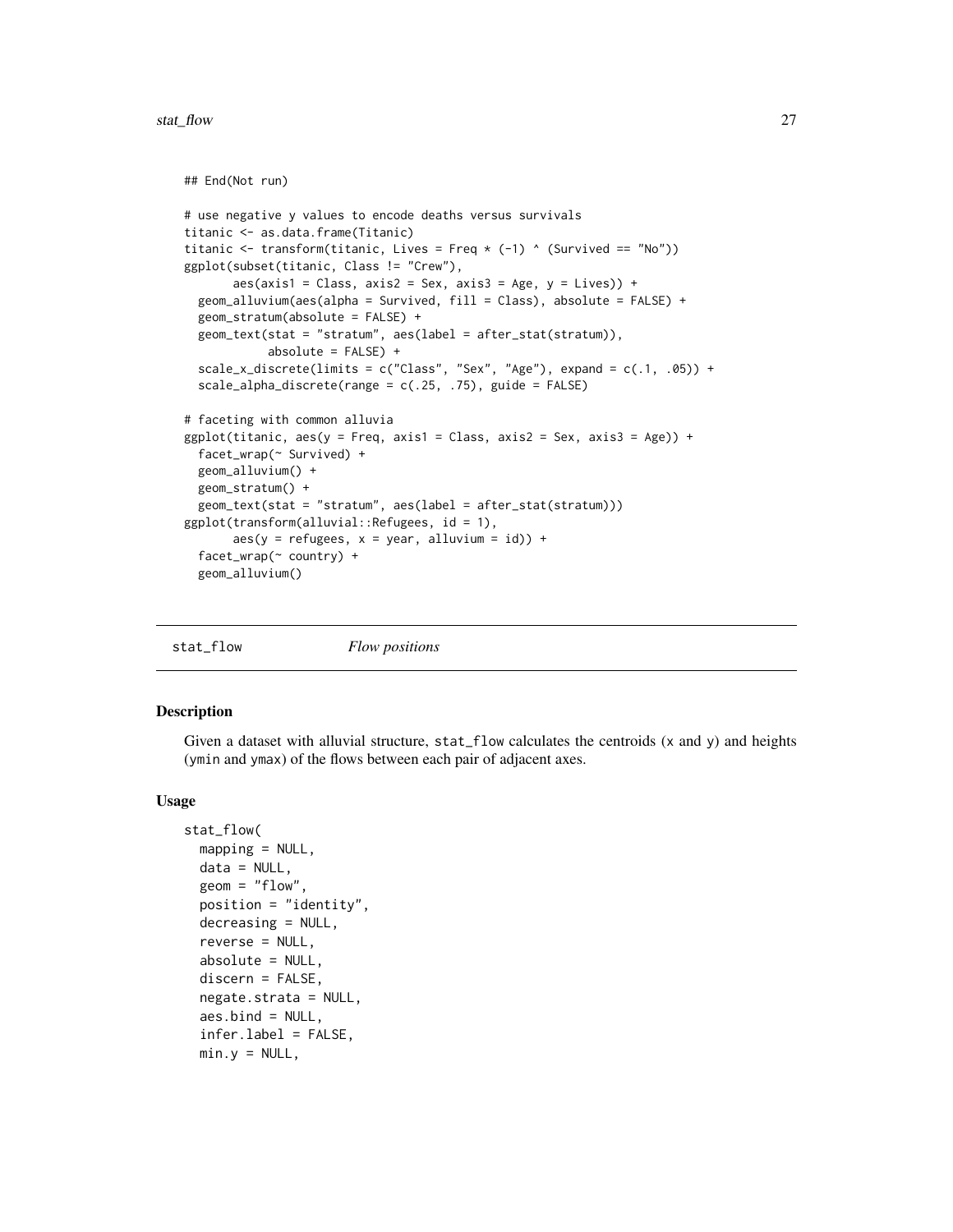```
## End(Not run)

# use negative y values to encode deaths versus survivals
titanic <- as.data.frame(Titanic)
titanic <- transform(titanic, Lives = Freq * (-1) ^ (Survived == "No"))
ggplot(subset(titanic, Class != "Crew"),
       aes(axis1 = Class, axis2 = Sex, axis3 = Age, y = Lives)) +
  geom_alluvium(aes(alpha = Survived, fill = Class), absolute = FALSE) +
  geom_stratum(absolute = FALSE) +
  geom_text(stat = "stratum", aes(label = after_stat(stratum)),
            absolute = FALSE) +
  scale_x_discrete(limits = c("Class", "Sex", "Age"), expand = c(.1, .05)) +
  scale_alpha_discrete(range = c(.25, .75), guide = FALSE)

# faceting with common alluvia
ggplot(titanic, aes(y = Freq, axis1 = Class, axis2 = Sex, axis3 = Age)) +
  facet_wrap(~ Survived) +
  geom_alluvium() +
  geom_stratum() +
  geom_text(stat = "stratum", aes(label = after_stat(stratum)))
ggplot(transform(alluvial::Refugees, id = 1),
       aes(y = refugees, x = year, alluvium = id)) +
  facet_wrap(~ country) +
  geom_alluvium()
```

---

## stat_flow *Flow positions*

### Description

Given a dataset with alluvial structure, `stat_flow` calculates the centroids (`x` and `y`) and heights (`ymin` and `ymax`) of the flows between each pair of adjacent axes.

### Usage

```
stat_flow(
  mapping = NULL,
  data = NULL,
  geom = "flow",
  position = "identity",
  decreasing = NULL,
  reverse = NULL,
  absolute = NULL,
  discern = FALSE,
  negate.strata = NULL,
  aes.bind = NULL,
  infer.label = FALSE,
  min.y = NULL,
```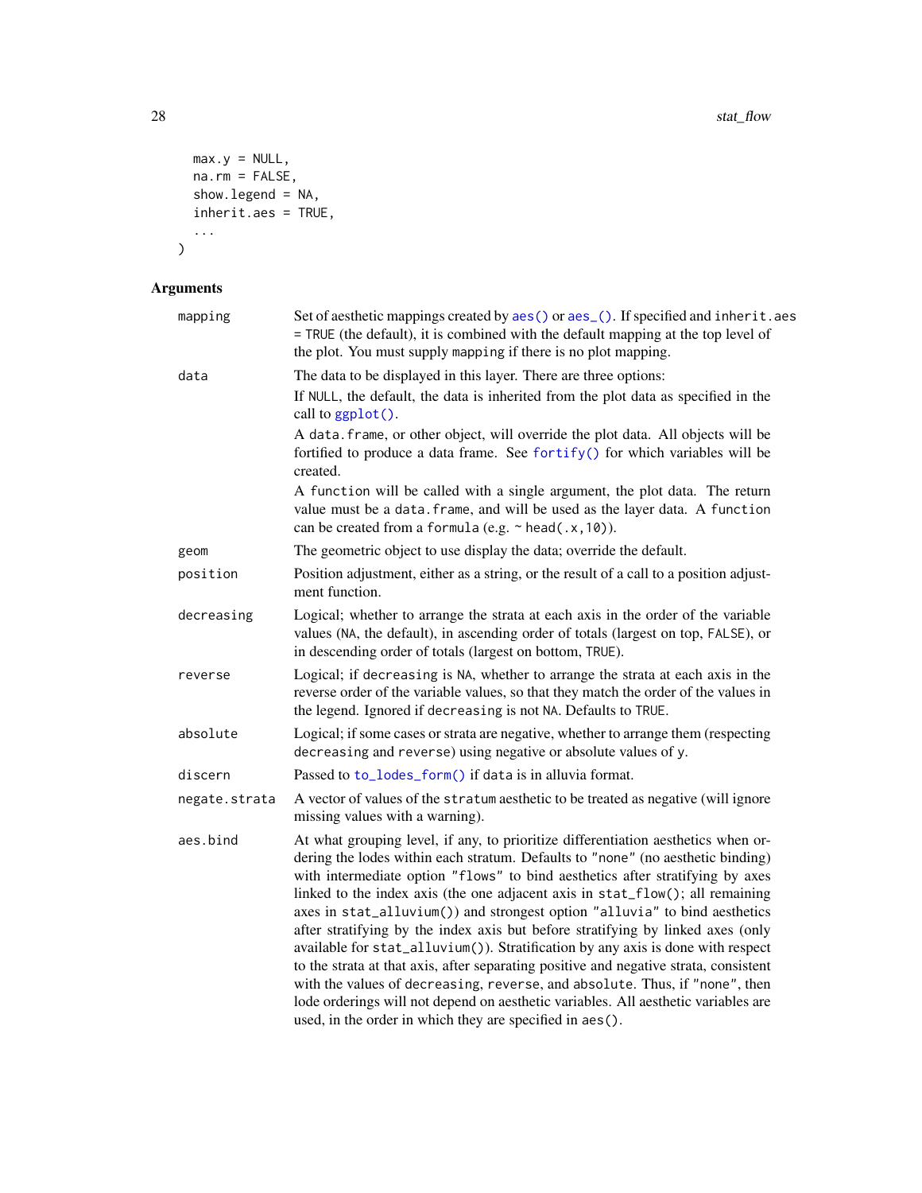```
  max.y = NULL,
  na.rm = FALSE,
  show.legend = NA,
  inherit.aes = TRUE,
  ...
)
```

## Arguments

| Argument | Description |
|---|---|
| mapping | Set of aesthetic mappings created by `aes()` or `aes_()`. If specified and `inherit.aes = TRUE` (the default), it is combined with the default mapping at the top level of the plot. You must supply `mapping` if there is no plot mapping. |
| data | The data to be displayed in this layer. There are three options: If `NULL`, the default, the data is inherited from the plot data as specified in the call to `ggplot()`. A `data.frame`, or other object, will override the plot data. All objects will be fortified to produce a data frame. See `fortify()` for which variables will be created. A `function` will be called with a single argument, the plot data. The return value must be a `data.frame`, and will be used as the layer data. A `function` can be created from a `formula` (e.g. `~ head(.x,10)`). |
| geom | The geometric object to use display the data; override the default. |
| position | Position adjustment, either as a string, or the result of a call to a position adjustment function. |
| decreasing | Logical; whether to arrange the strata at each axis in the order of the variable values (`NA`, the default), in ascending order of totals (largest on top, `FALSE`), or in descending order of totals (largest on bottom, `TRUE`). |
| reverse | Logical; if `decreasing` is `NA`, whether to arrange the strata at each axis in the reverse order of the variable values, so that they match the order of the values in the legend. Ignored if `decreasing` is not `NA`. Defaults to `TRUE`. |
| absolute | Logical; if some cases or strata are negative, whether to arrange them (respecting `decreasing` and `reverse`) using negative or absolute values of `y`. |
| discern | Passed to `to_lodes_form()` if `data` is in alluvia format. |
| negate.strata | A vector of values of the `stratum` aesthetic to be treated as negative (will ignore missing values with a warning). |
| aes.bind | At what grouping level, if any, to prioritize differentiation aesthetics when ordering the lodes within each stratum. Defaults to `"none"` (no aesthetic binding) with intermediate option `"flows"` to bind aesthetics after stratifying by axes linked to the index axis (the one adjacent axis in `stat_flow()`; all remaining axes in `stat_alluvium()`) and strongest option `"alluvia"` to bind aesthetics after stratifying by the index axis but before stratifying by linked axes (only available for `stat_alluvium()`). Stratification by any axis is done with respect to the strata at that axis, after separating positive and negative strata, consistent with the values of `decreasing`, `reverse`, and `absolute`. Thus, if `"none"`, then lode orderings will not depend on aesthetic variables. All aesthetic variables are used, in the order in which they are specified in `aes()`. |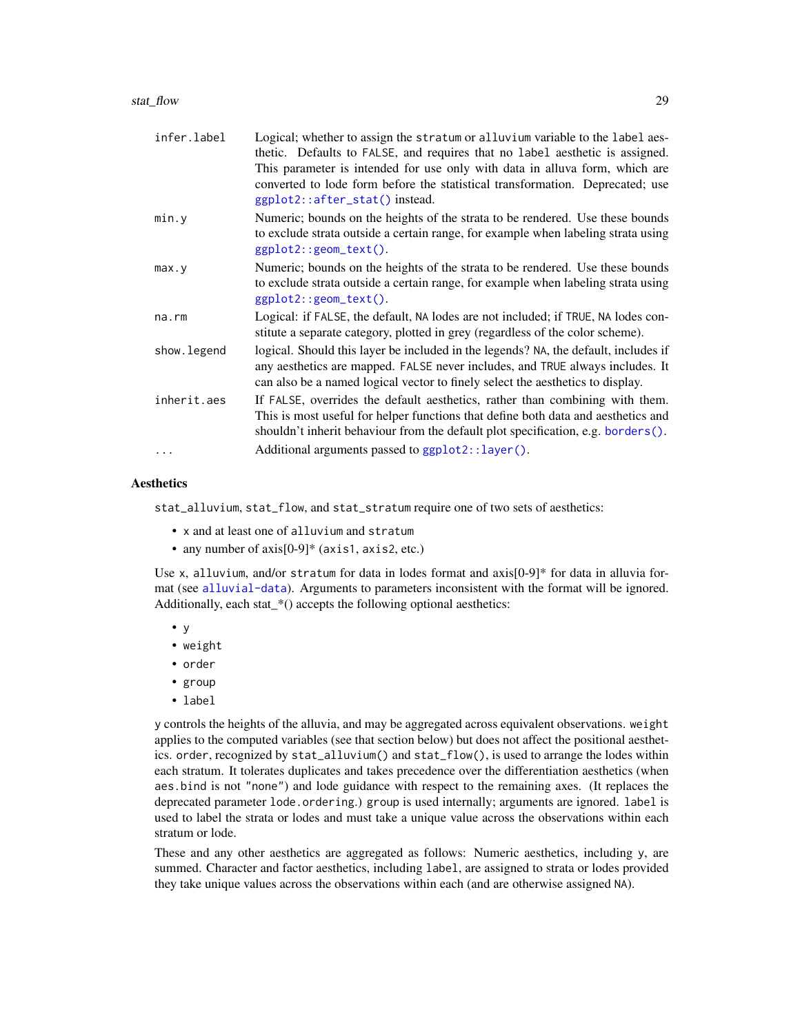| | |
|---|---|
| `infer.label` | Logical; whether to assign the `stratum` or `alluvium` variable to the `label` aesthetic. Defaults to `FALSE`, and requires that no `label` aesthetic is assigned. This parameter is intended for use only with data in alluva form, which are converted to lode form before the statistical transformation. Deprecated; use `ggplot2::after_stat()` instead. |
| `min.y` | Numeric; bounds on the heights of the strata to be rendered. Use these bounds to exclude strata outside a certain range, for example when labeling strata using `ggplot2::geom_text()`. |
| `max.y` | Numeric; bounds on the heights of the strata to be rendered. Use these bounds to exclude strata outside a certain range, for example when labeling strata using `ggplot2::geom_text()`. |
| `na.rm` | Logical: if `FALSE`, the default, `NA` lodes are not included; if `TRUE`, `NA` lodes constitute a separate category, plotted in grey (regardless of the color scheme). |
| `show.legend` | logical. Should this layer be included in the legends? `NA`, the default, includes if any aesthetics are mapped. `FALSE` never includes, and `TRUE` always includes. It can also be a named logical vector to finely select the aesthetics to display. |
| `inherit.aes` | If `FALSE`, overrides the default aesthetics, rather than combining with them. This is most useful for helper functions that define both data and aesthetics and shouldn't inherit behaviour from the default plot specification, e.g. `borders()`. |
| `...` | Additional arguments passed to `ggplot2::layer()`. |

### Aesthetics

`stat_alluvium`, `stat_flow`, and `stat_stratum` require one of two sets of aesthetics:

- `x` and at least one of `alluvium` and `stratum`
- any number of axis[0-9]* (`axis1`, `axis2`, etc.)

Use `x`, `alluvium`, and/or `stratum` for data in lodes format and axis[0-9]* for data in alluvia format (see `alluvial-data`). Arguments to parameters inconsistent with the format will be ignored. Additionally, each stat_*() accepts the following optional aesthetics:

- `y`
- `weight`
- `order`
- `group`
- `label`

`y` controls the heights of the alluvia, and may be aggregated across equivalent observations. `weight` applies to the computed variables (see that section below) but does not affect the positional aesthetics. `order`, recognized by `stat_alluvium()` and `stat_flow()`, is used to arrange the lodes within each stratum. It tolerates duplicates and takes precedence over the differentiation aesthetics (when `aes.bind` is not `"none"`) and lode guidance with respect to the remaining axes. (It replaces the deprecated parameter `lode.ordering`.) `group` is used internally; arguments are ignored. `label` is used to label the strata or lodes and must take a unique value across the observations within each stratum or lode.

These and any other aesthetics are aggregated as follows: Numeric aesthetics, including `y`, are summed. Character and factor aesthetics, including `label`, are assigned to strata or lodes provided they take unique values across the observations within each (and are otherwise assigned `NA`).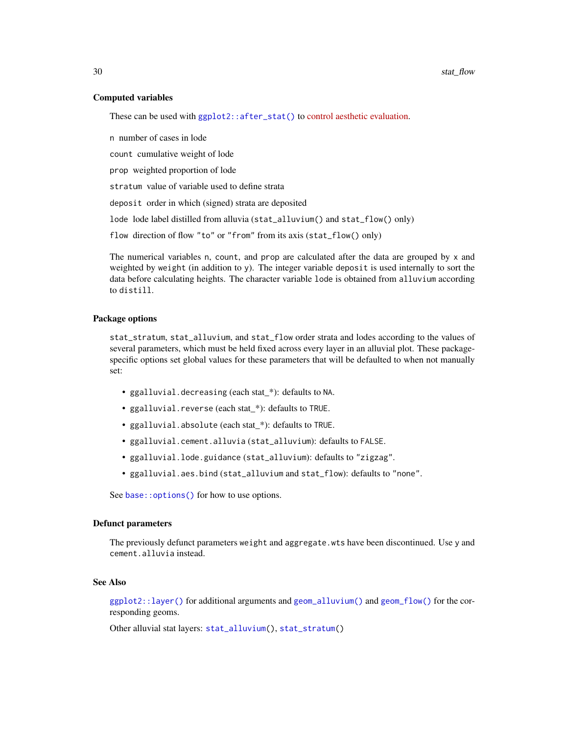### Computed variables

These can be used with `ggplot2::after_stat()` to control aesthetic evaluation.

`n` number of cases in lode

`count` cumulative weight of lode

`prop` weighted proportion of lode

`stratum` value of variable used to define strata

`deposit` order in which (signed) strata are deposited

`lode` lode label distilled from alluvia (`stat_alluvium()` and `stat_flow()` only)

`flow` direction of flow `"to"` or `"from"` from its axis (`stat_flow()` only)

The numerical variables `n`, `count`, and `prop` are calculated after the data are grouped by `x` and weighted by `weight` (in addition to `y`). The integer variable `deposit` is used internally to sort the data before calculating heights. The character variable `lode` is obtained from `alluvium` according to `distill`.

### Package options

`stat_stratum`, `stat_alluvium`, and `stat_flow` order strata and lodes according to the values of several parameters, which must be held fixed across every layer in an alluvial plot. These package-specific options set global values for these parameters that will be defaulted to when not manually set:

- `ggalluvial.decreasing` (each stat_*): defaults to `NA`.
- `ggalluvial.reverse` (each stat_*): defaults to `TRUE`.
- `ggalluvial.absolute` (each stat_*): defaults to `TRUE`.
- `ggalluvial.cement.alluvia` (`stat_alluvium`): defaults to `FALSE`.
- `ggalluvial.lode.guidance` (`stat_alluvium`): defaults to `"zigzag"`.
- `ggalluvial.aes.bind` (`stat_alluvium` and `stat_flow`): defaults to `"none"`.

See `base::options()` for how to use options.

### Defunct parameters

The previously defunct parameters `weight` and `aggregate.wts` have been discontinued. Use `y` and `cement.alluvia` instead.

### See Also

`ggplot2::layer()` for additional arguments and `geom_alluvium()` and `geom_flow()` for the corresponding geoms.

Other alluvial stat layers: `stat_alluvium()`, `stat_stratum()`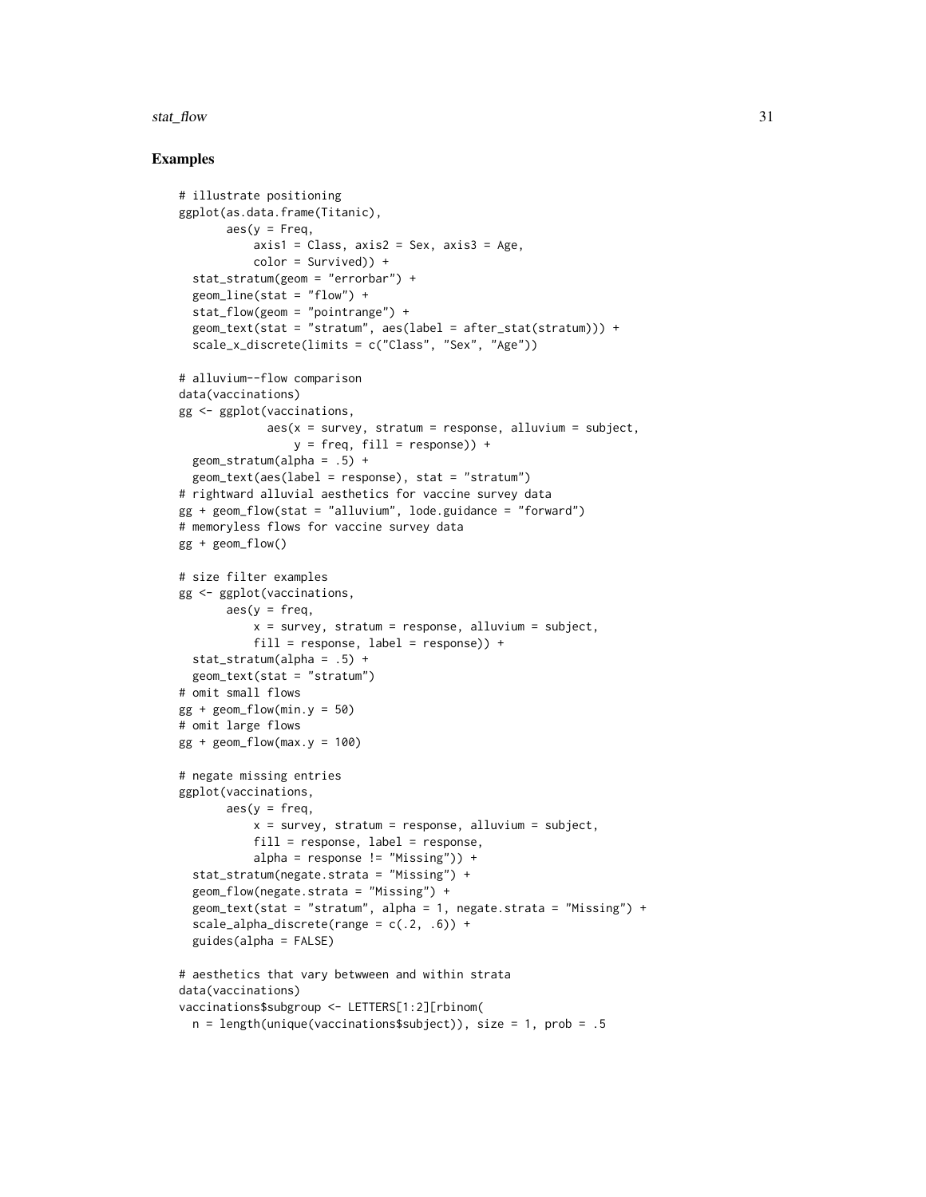## Examples

```
# illustrate positioning
ggplot(as.data.frame(Titanic),
       aes(y = Freq,
           axis1 = Class, axis2 = Sex, axis3 = Age,
           color = Survived)) +
  stat_stratum(geom = "errorbar") +
  geom_line(stat = "flow") +
  stat_flow(geom = "pointrange") +
  geom_text(stat = "stratum", aes(label = after_stat(stratum))) +
  scale_x_discrete(limits = c("Class", "Sex", "Age"))

# alluvium--flow comparison
data(vaccinations)
gg <- ggplot(vaccinations,
             aes(x = survey, stratum = response, alluvium = subject,
                 y = freq, fill = response)) +
  geom_stratum(alpha = .5) +
  geom_text(aes(label = response), stat = "stratum")
# rightward alluvial aesthetics for vaccine survey data
gg + geom_flow(stat = "alluvium", lode.guidance = "forward")
# memoryless flows for vaccine survey data
gg + geom_flow()

# size filter examples
gg <- ggplot(vaccinations,
       aes(y = freq,
           x = survey, stratum = response, alluvium = subject,
           fill = response, label = response)) +
  stat_stratum(alpha = .5) +
  geom_text(stat = "stratum")
# omit small flows
gg + geom_flow(min.y = 50)
# omit large flows
gg + geom_flow(max.y = 100)

# negate missing entries
ggplot(vaccinations,
       aes(y = freq,
           x = survey, stratum = response, alluvium = subject,
           fill = response, label = response,
           alpha = response != "Missing")) +
  stat_stratum(negate.strata = "Missing") +
  geom_flow(negate.strata = "Missing") +
  geom_text(stat = "stratum", alpha = 1, negate.strata = "Missing") +
  scale_alpha_discrete(range = c(.2, .6)) +
  guides(alpha = FALSE)

# aesthetics that vary betwween and within strata
data(vaccinations)
vaccinations$subgroup <- LETTERS[1:2][rbinom(
  n = length(unique(vaccinations$subject)), size = 1, prob = .5
```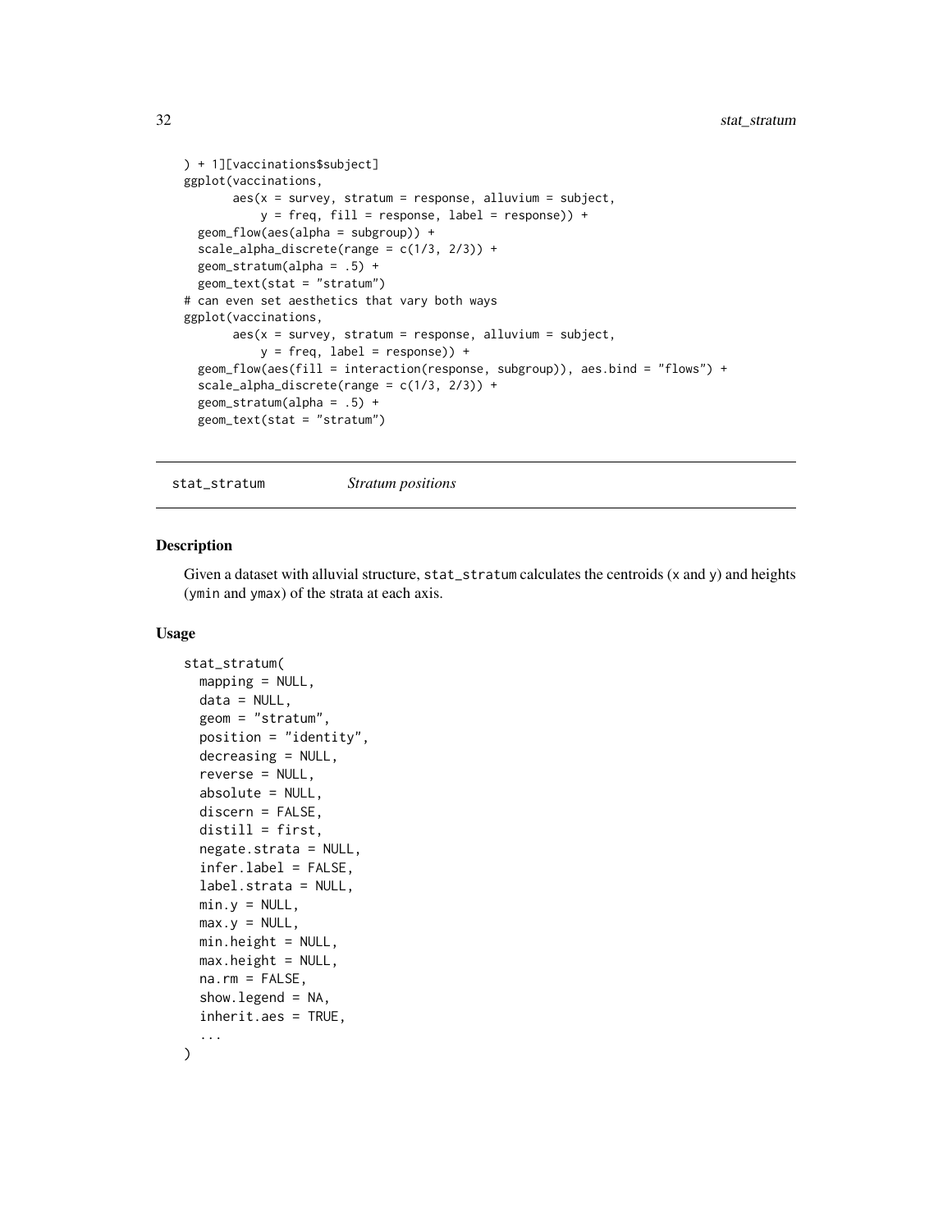```
) + 1][vaccinations$subject]
ggplot(vaccinations,
       aes(x = survey, stratum = response, alluvium = subject,
           y = freq, fill = response, label = response)) +
  geom_flow(aes(alpha = subgroup)) +
  scale_alpha_discrete(range = c(1/3, 2/3)) +
  geom_stratum(alpha = .5) +
  geom_text(stat = "stratum")
# can even set aesthetics that vary both ways
ggplot(vaccinations,
       aes(x = survey, stratum = response, alluvium = subject,
           y = freq, label = response)) +
  geom_flow(aes(fill = interaction(response, subgroup)), aes.bind = "flows") +
  scale_alpha_discrete(range = c(1/3, 2/3)) +
  geom_stratum(alpha = .5) +
  geom_text(stat = "stratum")
```

## stat_stratum *Stratum positions*

### Description

Given a dataset with alluvial structure, `stat_stratum` calculates the centroids (`x` and `y`) and heights (`ymin` and `ymax`) of the strata at each axis.

### Usage

```
stat_stratum(
  mapping = NULL,
  data = NULL,
  geom = "stratum",
  position = "identity",
  decreasing = NULL,
  reverse = NULL,
  absolute = NULL,
  discern = FALSE,
  distill = first,
  negate.strata = NULL,
  infer.label = FALSE,
  label.strata = NULL,
  min.y = NULL,
  max.y = NULL,
  min.height = NULL,
  max.height = NULL,
  na.rm = FALSE,
  show.legend = NA,
  inherit.aes = TRUE,
  ...
)
```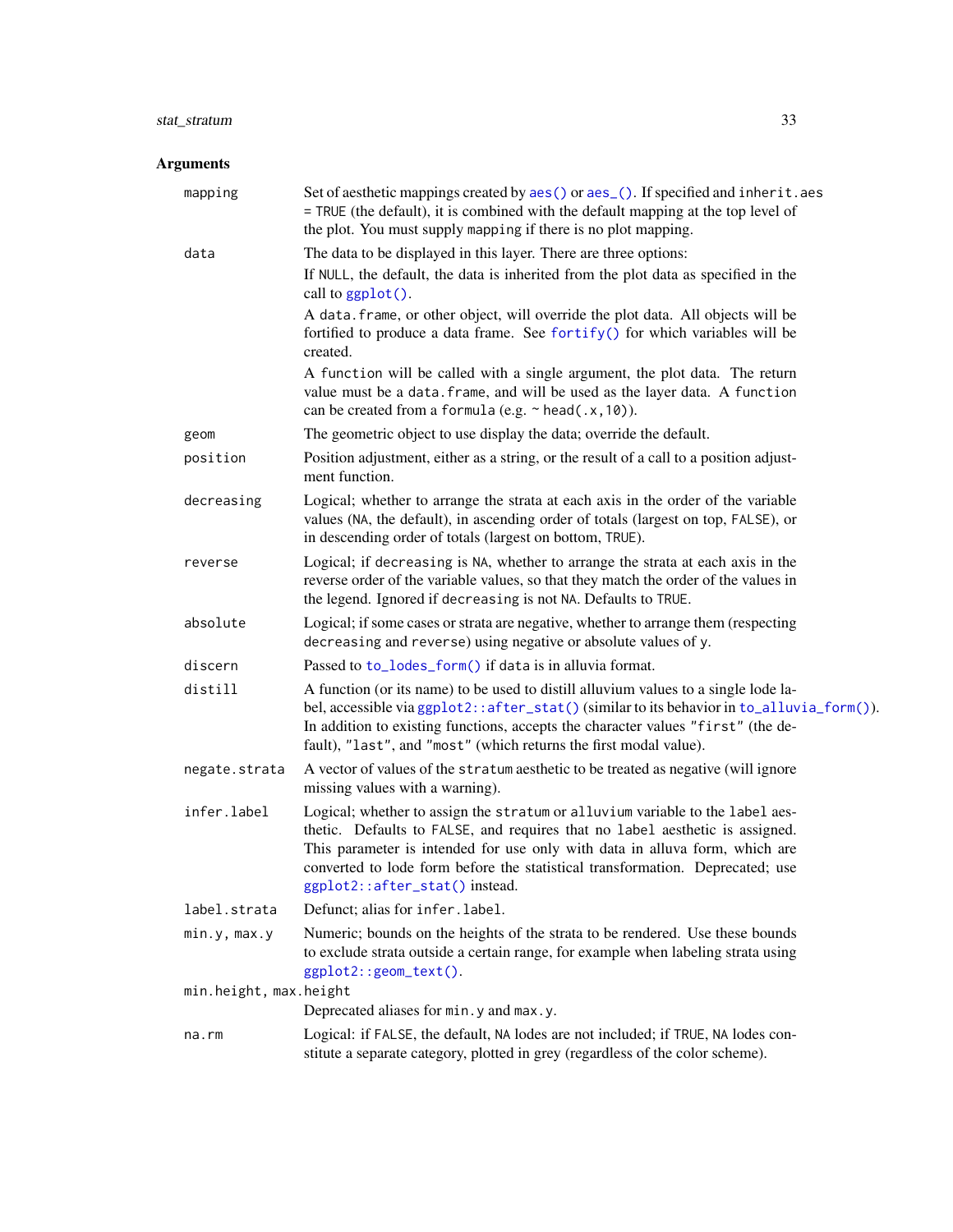## Arguments

| Argument | Description |
|---|---|
| `mapping` | Set of aesthetic mappings created by `aes()` or `aes_()`. If specified and `inherit.aes = TRUE` (the default), it is combined with the default mapping at the top level of the plot. You must supply `mapping` if there is no plot mapping. |
| `data` | The data to be displayed in this layer. There are three options:<br>If `NULL`, the default, the data is inherited from the plot data as specified in the call to `ggplot()`.<br>A `data.frame`, or other object, will override the plot data. All objects will be fortified to produce a data frame. See `fortify()` for which variables will be created.<br>A `function` will be called with a single argument, the plot data. The return value must be a `data.frame`, and will be used as the layer data. A `function` can be created from a `formula` (e.g. `~ head(.x,10)`). |
| `geom` | The geometric object to use display the data; override the default. |
| `position` | Position adjustment, either as a string, or the result of a call to a position adjustment function. |
| `decreasing` | Logical; whether to arrange the strata at each axis in the order of the variable values (`NA`, the default), in ascending order of totals (largest on top, `FALSE`), or in descending order of totals (largest on bottom, `TRUE`). |
| `reverse` | Logical; if `decreasing` is `NA`, whether to arrange the strata at each axis in the reverse order of the variable values, so that they match the order of the values in the legend. Ignored if `decreasing` is not `NA`. Defaults to `TRUE`. |
| `absolute` | Logical; if some cases or strata are negative, whether to arrange them (respecting `decreasing` and `reverse`) using negative or absolute values of `y`. |
| `discern` | Passed to `to_lodes_form()` if `data` is in alluvia format. |
| `distill` | A function (or its name) to be used to distill alluvium values to a single lode label, accessible via `ggplot2::after_stat()` (similar to its behavior in `to_alluvia_form()`). In addition to existing functions, accepts the character values `"first"` (the default), `"last"`, and `"most"` (which returns the first modal value). |
| `negate.strata` | A vector of values of the `stratum` aesthetic to be treated as negative (will ignore missing values with a warning). |
| `infer.label` | Logical; whether to assign the `stratum` or `alluvium` variable to the `label` aesthetic. Defaults to `FALSE`, and requires that no `label` aesthetic is assigned. This parameter is intended for use only with data in alluva form, which are converted to lode form before the statistical transformation. Deprecated; use `ggplot2::after_stat()` instead. |
| `label.strata` | Defunct; alias for `infer.label`. |
| `min.y, max.y` | Numeric; bounds on the heights of the strata to be rendered. Use these bounds to exclude strata outside a certain range, for example when labeling strata using `ggplot2::geom_text()`. |
| `min.height, max.height` | Deprecated aliases for `min.y` and `max.y`. |
| `na.rm` | Logical: if `FALSE`, the default, `NA` lodes are not included; if `TRUE`, `NA` lodes constitute a separate category, plotted in grey (regardless of the color scheme). |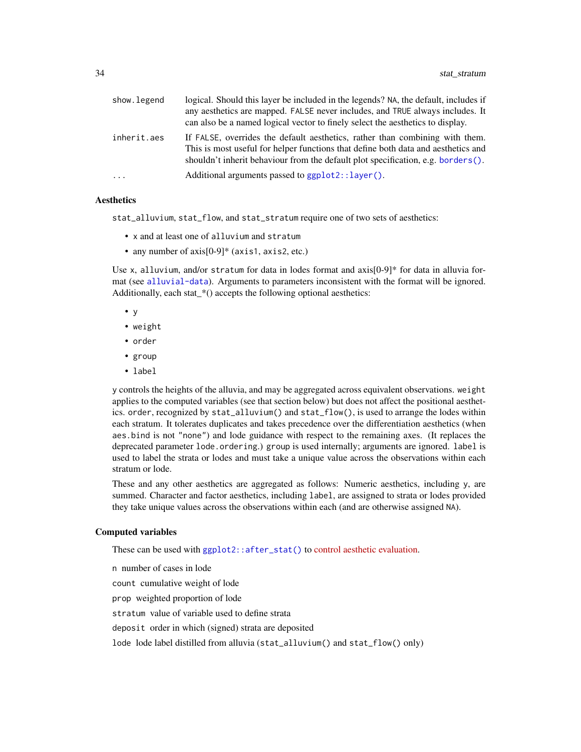| | |
|---|---|
| `show.legend` | logical. Should this layer be included in the legends? `NA`, the default, includes if any aesthetics are mapped. `FALSE` never includes, and `TRUE` always includes. It can also be a named logical vector to finely select the aesthetics to display. |
| `inherit.aes` | If `FALSE`, overrides the default aesthetics, rather than combining with them. This is most useful for helper functions that define both data and aesthetics and shouldn't inherit behaviour from the default plot specification, e.g. `borders()`. |
| `...` | Additional arguments passed to `ggplot2::layer()`. |

### Aesthetics

`stat_alluvium`, `stat_flow`, and `stat_stratum` require one of two sets of aesthetics:

- `x` and at least one of `alluvium` and `stratum`
- any number of axis[0-9]* (`axis1`, `axis2`, etc.)

Use `x`, `alluvium`, and/or `stratum` for data in lodes format and axis[0-9]* for data in alluvia format (see `alluvial-data`). Arguments to parameters inconsistent with the format will be ignored. Additionally, each stat_*() accepts the following optional aesthetics:

- `y`
- `weight`
- `order`
- `group`
- `label`

`y` controls the heights of the alluvia, and may be aggregated across equivalent observations. `weight` applies to the computed variables (see that section below) but does not affect the positional aesthetics. `order`, recognized by `stat_alluvium()` and `stat_flow()`, is used to arrange the lodes within each stratum. It tolerates duplicates and takes precedence over the differentiation aesthetics (when `aes.bind` is not `"none"`) and lode guidance with respect to the remaining axes. (It replaces the deprecated parameter `lode.ordering`.) `group` is used internally; arguments are ignored. `label` is used to label the strata or lodes and must take a unique value across the observations within each stratum or lode.

These and any other aesthetics are aggregated as follows: Numeric aesthetics, including `y`, are summed. Character and factor aesthetics, including `label`, are assigned to strata or lodes provided they take unique values across the observations within each (and are otherwise assigned `NA`).

### Computed variables

These can be used with `ggplot2::after_stat()` to control aesthetic evaluation.

`n` number of cases in lode

`count` cumulative weight of lode

`prop` weighted proportion of lode

`stratum` value of variable used to define strata

`deposit` order in which (signed) strata are deposited

`lode` lode label distilled from alluvia (`stat_alluvium()` and `stat_flow()` only)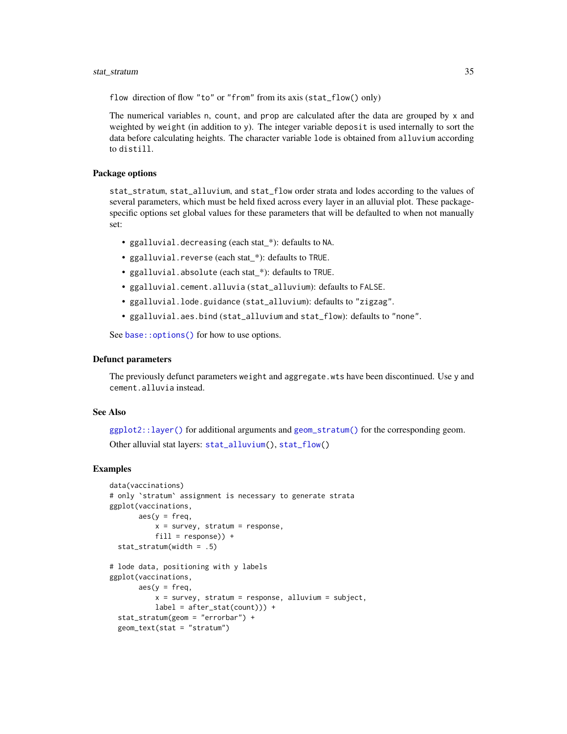`flow` direction of flow "to" or "from" from its axis (`stat_flow()` only)

The numerical variables `n`, `count`, and `prop` are calculated after the data are grouped by `x` and weighted by `weight` (in addition to `y`). The integer variable `deposit` is used internally to sort the data before calculating heights. The character variable `lode` is obtained from `alluvium` according to `distill`.

### Package options

`stat_stratum`, `stat_alluvium`, and `stat_flow` order strata and lodes according to the values of several parameters, which must be held fixed across every layer in an alluvial plot. These package-specific options set global values for these parameters that will be defaulted to when not manually set:

- `ggalluvial.decreasing` (each stat_*): defaults to `NA`.
- `ggalluvial.reverse` (each stat_*): defaults to `TRUE`.
- `ggalluvial.absolute` (each stat_*): defaults to `TRUE`.
- `ggalluvial.cement.alluvia` (`stat_alluvium`): defaults to `FALSE`.
- `ggalluvial.lode.guidance` (`stat_alluvium`): defaults to `"zigzag"`.
- `ggalluvial.aes.bind` (`stat_alluvium` and `stat_flow`): defaults to `"none"`.

See `base::options()` for how to use options.

### Defunct parameters

The previously defunct parameters `weight` and `aggregate.wts` have been discontinued. Use `y` and `cement.alluvia` instead.

### See Also

`ggplot2::layer()` for additional arguments and `geom_stratum()` for the corresponding geom.

Other alluvial stat layers: `stat_alluvium()`, `stat_flow()`

### Examples

```
data(vaccinations)
# only `stratum` assignment is necessary to generate strata
ggplot(vaccinations,
       aes(y = freq,
           x = survey, stratum = response,
           fill = response)) +
  stat_stratum(width = .5)

# lode data, positioning with y labels
ggplot(vaccinations,
       aes(y = freq,
           x = survey, stratum = response, alluvium = subject,
           label = after_stat(count))) +
  stat_stratum(geom = "errorbar") +
  geom_text(stat = "stratum")
```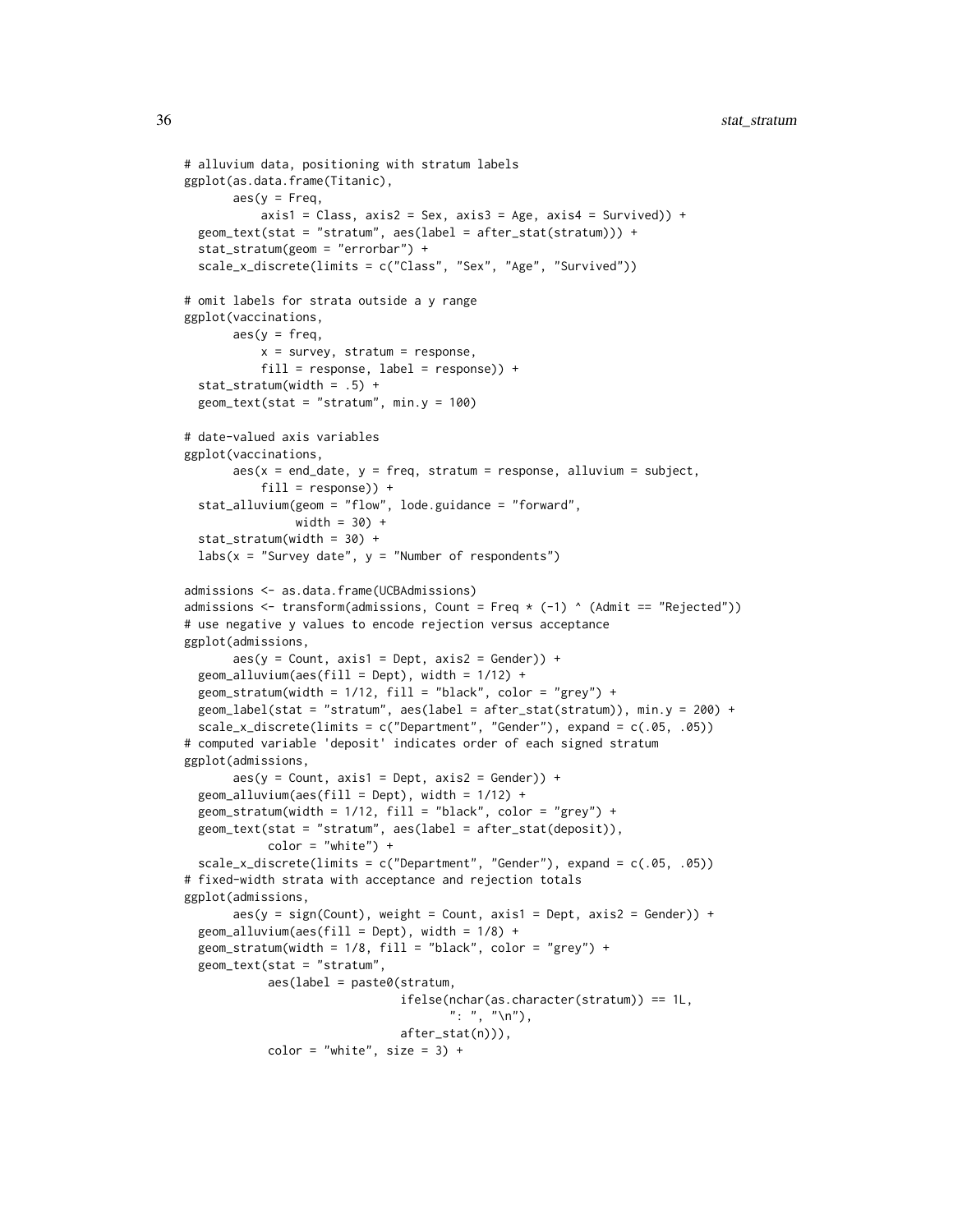```
# alluvium data, positioning with stratum labels
ggplot(as.data.frame(Titanic),
       aes(y = Freq,
           axis1 = Class, axis2 = Sex, axis3 = Age, axis4 = Survived)) +
  geom_text(stat = "stratum", aes(label = after_stat(stratum))) +
  stat_stratum(geom = "errorbar") +
  scale_x_discrete(limits = c("Class", "Sex", "Age", "Survived"))

# omit labels for strata outside a y range
ggplot(vaccinations,
       aes(y = freq,
           x = survey, stratum = response,
           fill = response, label = response)) +
  stat_stratum(width = .5) +
  geom_text(stat = "stratum", min.y = 100)

# date-valued axis variables
ggplot(vaccinations,
       aes(x = end_date, y = freq, stratum = response, alluvium = subject,
           fill = response)) +
  stat_alluvium(geom = "flow", lode.guidance = "forward",
                width = 30) +
  stat_stratum(width = 30) +
  labs(x = "Survey date", y = "Number of respondents")

admissions <- as.data.frame(UCBAdmissions)
admissions <- transform(admissions, Count = Freq * (-1) ^ (Admit == "Rejected"))
# use negative y values to encode rejection versus acceptance
ggplot(admissions,
       aes(y = Count, axis1 = Dept, axis2 = Gender)) +
  geom_alluvium(aes(fill = Dept), width = 1/12) +
  geom_stratum(width = 1/12, fill = "black", color = "grey") +
  geom_label(stat = "stratum", aes(label = after_stat(stratum)), min.y = 200) +
  scale_x_discrete(limits = c("Department", "Gender"), expand = c(.05, .05))
# computed variable 'deposit' indicates order of each signed stratum
ggplot(admissions,
       aes(y = Count, axis1 = Dept, axis2 = Gender)) +
  geom_alluvium(aes(fill = Dept), width = 1/12) +
  geom_stratum(width = 1/12, fill = "black", color = "grey") +
  geom_text(stat = "stratum", aes(label = after_stat(deposit)),
            color = "white") +
  scale_x_discrete(limits = c("Department", "Gender"), expand = c(.05, .05))
# fixed-width strata with acceptance and rejection totals
ggplot(admissions,
       aes(y = sign(Count), weight = Count, axis1 = Dept, axis2 = Gender)) +
  geom_alluvium(aes(fill = Dept), width = 1/8) +
  geom_stratum(width = 1/8, fill = "black", color = "grey") +
  geom_text(stat = "stratum",
            aes(label = paste0(stratum,
                               ifelse(nchar(as.character(stratum)) == 1L,
                                      ": ", "\n"),
                               after_stat(n))),
            color = "white", size = 3) +
```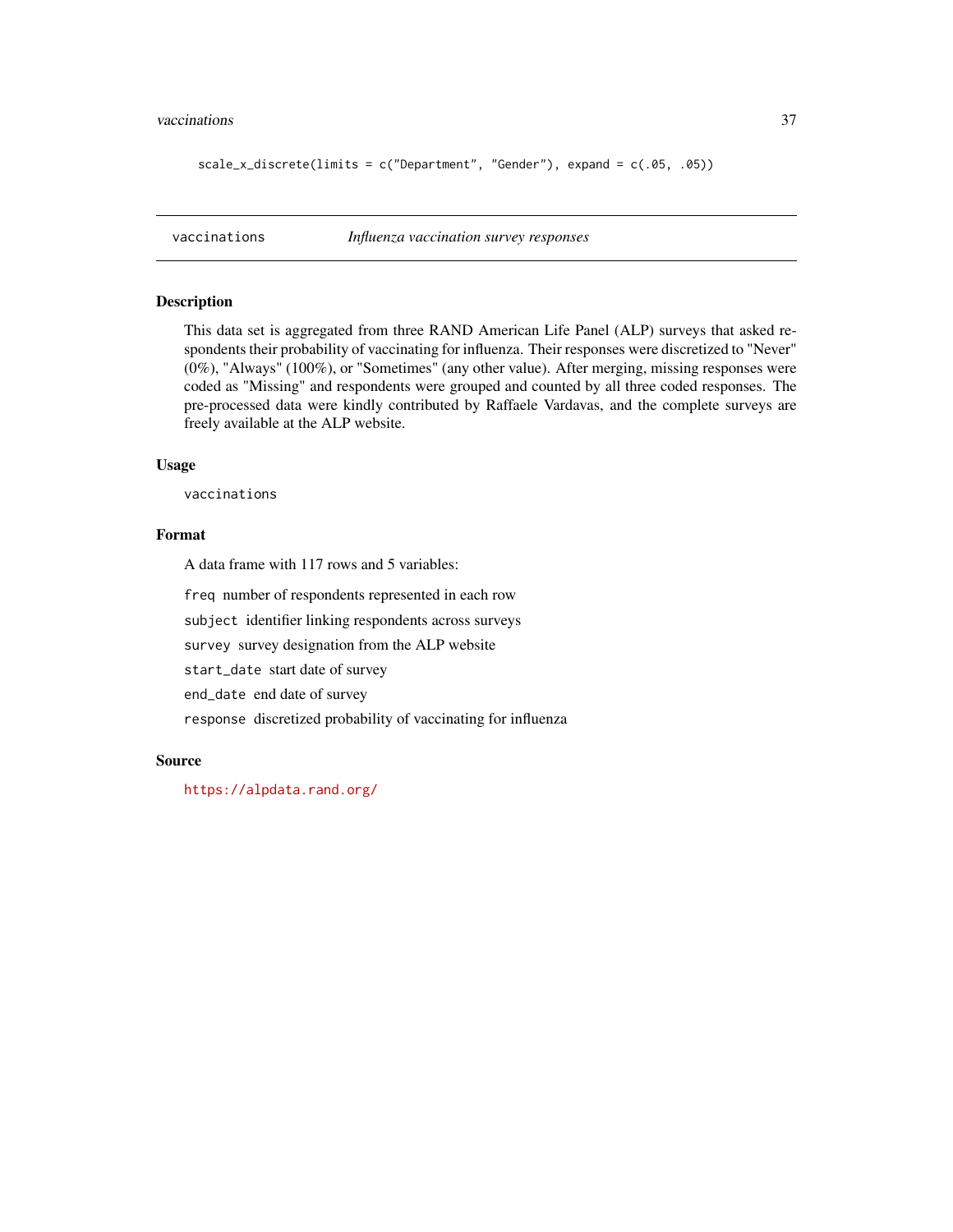```
scale_x_discrete(limits = c("Department", "Gender"), expand = c(.05, .05))
```

## vaccinations *Influenza vaccination survey responses*

### Description

This data set is aggregated from three RAND American Life Panel (ALP) surveys that asked respondents their probability of vaccinating for influenza. Their responses were discretized to "Never" (0%), "Always" (100%), or "Sometimes" (any other value). After merging, missing responses were coded as "Missing" and respondents were grouped and counted by all three coded responses. The pre-processed data were kindly contributed by Raffaele Vardavas, and the complete surveys are freely available at the ALP website.

### Usage

```
vaccinations
```

### Format

A data frame with 117 rows and 5 variables:

- `freq` number of respondents represented in each row
- `subject` identifier linking respondents across surveys
- `survey` survey designation from the ALP website
- `start_date` start date of survey
- `end_date` end date of survey
- `response` discretized probability of vaccinating for influenza

### Source

https://alpdata.rand.org/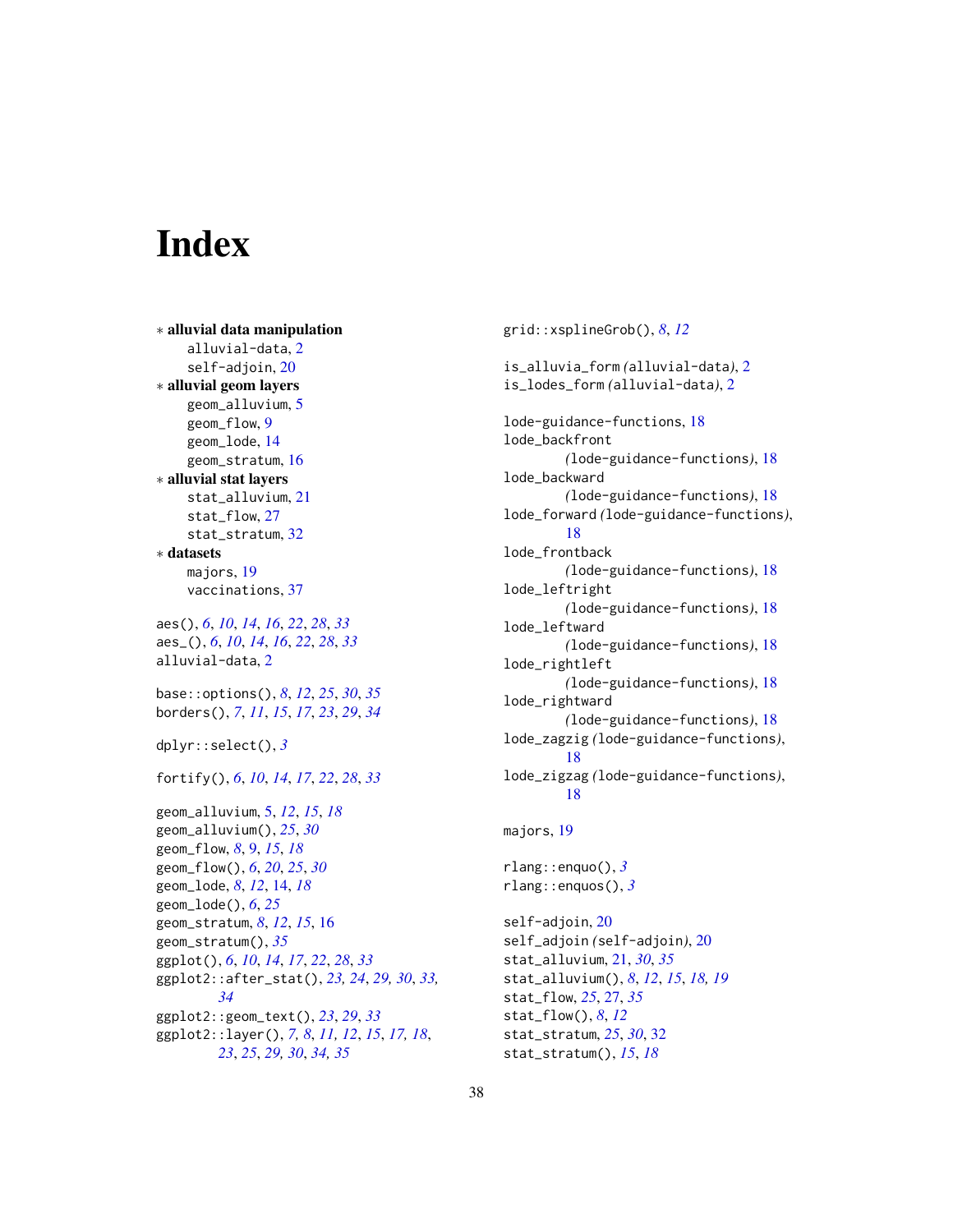# Index

∗ **alluvial data manipulation**
  alluvial-data, 2
  self-adjoin, 20
∗ **alluvial geom layers**
  geom_alluvium, 5
  geom_flow, 9
  geom_lode, 14
  geom_stratum, 16
∗ **alluvial stat layers**
  stat_alluvium, 21
  stat_flow, 27
  stat_stratum, 32
∗ **datasets**
  majors, 19
  vaccinations, 37

aes(), *6*, *10*, *14*, *16*, *22*, *28*, *33*
aes_(), *6*, *10*, *14*, *16*, *22*, *28*, *33*
alluvial-data, 2

base::options(), *8*, *12*, *25*, *30*, *35*
borders(), *7*, *11*, *15*, *17*, *23*, *29*, *34*

dplyr::select(), *3*

fortify(), *6*, *10*, *14*, *17*, *22*, *28*, *33*

geom_alluvium, 5, *12*, *15*, *18*
geom_alluvium(), *25*, *30*
geom_flow, *8*, 9, *15*, *18*
geom_flow(), *6*, *20*, *25*, *30*
geom_lode, *8*, *12*, 14, *18*
geom_lode(), *6*, *25*
geom_stratum, *8*, *12*, *15*, 16
geom_stratum(), *35*
ggplot(), *6*, *10*, *14*, *17*, *22*, *28*, *33*
ggplot2::after_stat(), *23, 24*, *29, 30*, *33, 34*
ggplot2::geom_text(), *23*, *29*, *33*
ggplot2::layer(), *7, 8*, *11, 12*, *15*, *17, 18*, *23*, *25*, *29, 30*, *34, 35*

grid::xsplineGrob(), *8*, *12*

is_alluvia_form *(*alluvial-data*)*, 2
is_lodes_form *(*alluvial-data*)*, 2

lode-guidance-functions, 18
lode_backfront *(*lode-guidance-functions*)*, 18
lode_backward *(*lode-guidance-functions*)*, 18
lode_forward *(*lode-guidance-functions*)*, 18
lode_frontback *(*lode-guidance-functions*)*, 18
lode_leftright *(*lode-guidance-functions*)*, 18
lode_leftward *(*lode-guidance-functions*)*, 18
lode_rightleft *(*lode-guidance-functions*)*, 18
lode_rightward *(*lode-guidance-functions*)*, 18
lode_zagzig *(*lode-guidance-functions*)*, 18
lode_zigzag *(*lode-guidance-functions*)*, 18

majors, 19

rlang::enquo(), *3*
rlang::enquos(), *3*

self-adjoin, 20
self_adjoin *(*self-adjoin*)*, 20
stat_alluvium, 21, *30*, *35*
stat_alluvium(), *8*, *12*, *15*, *18, 19*
stat_flow, *25*, 27, *35*
stat_flow(), *8*, *12*
stat_stratum, *25*, *30*, 32
stat_stratum(), *15*, *18*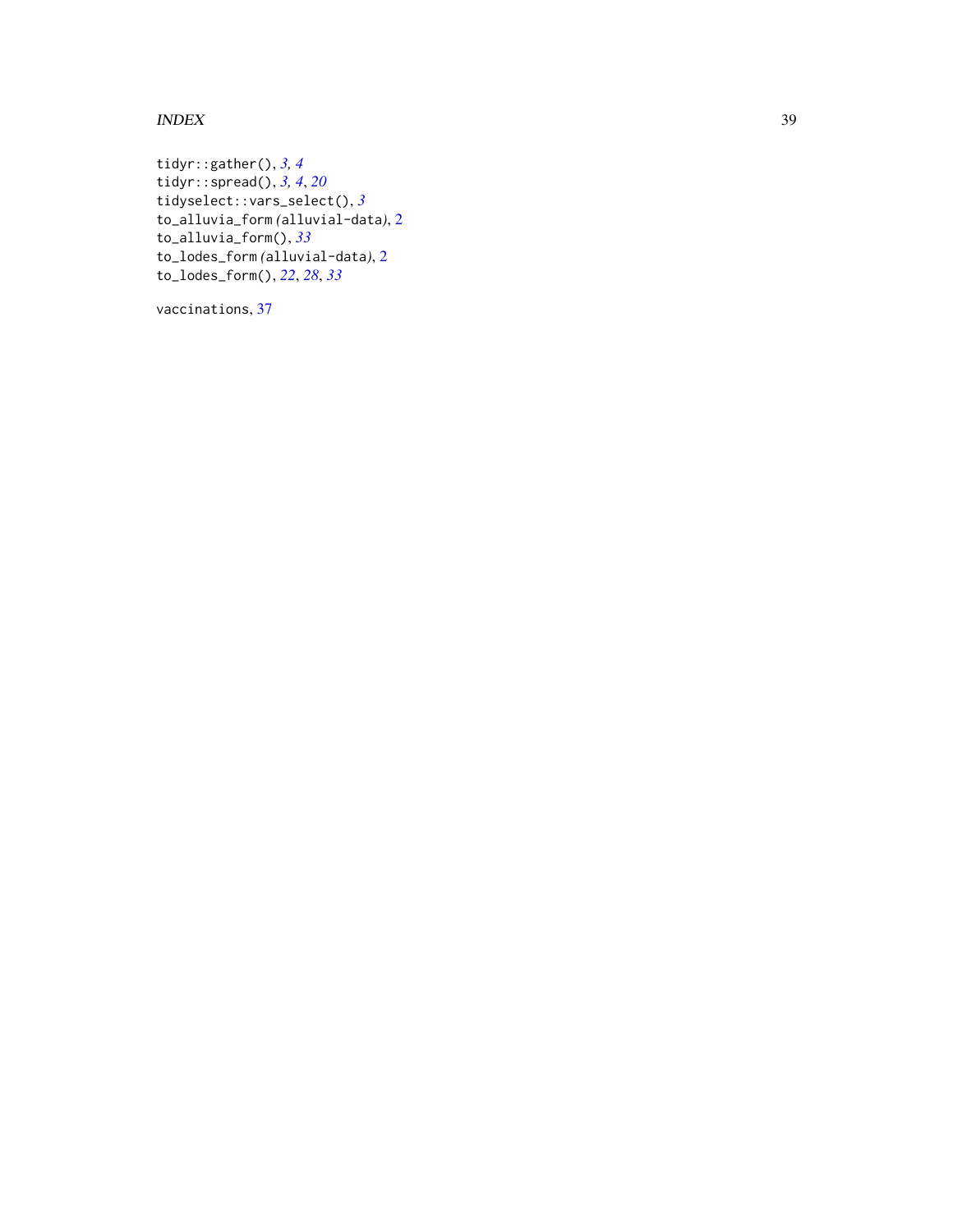tidyr::gather(), *3, 4*
tidyr::spread(), *3, 4*, *20*
tidyselect::vars_select(), *3*
to_alluvia_form (alluvial-data), 2
to_alluvia_form(), *33*
to_lodes_form (alluvial-data), 2
to_lodes_form(), *22*, *28*, *33*

vaccinations, 37